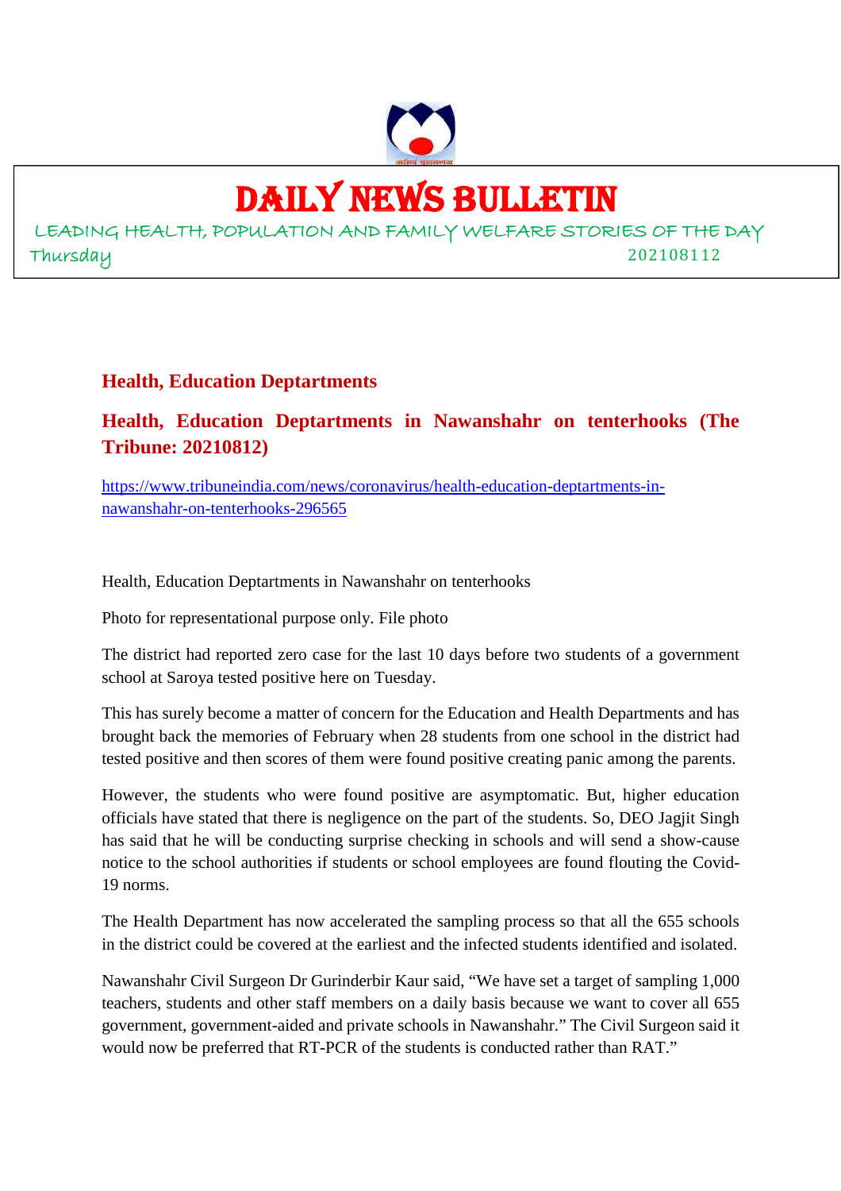# DAILY NEWS BULLETIN

LEADING HEALTH, POPULATION AND FAMILY WELFARE STORIES OF THE DAY

Thursday 202108112

## Health, Education Deptartments

### Health, Education Deptartments in Nawanshahr on tenterhooks (The Tribune: 20210812)

https://www.tribuneindia.com/news/coronavirus/health-education-deptartments-in-nawanshahr-on-tenterhooks-296565

Health, Education Deptartments in Nawanshahr on tenterhooks

Photo for representational purpose only. File photo

The district had reported zero case for the last 10 days before two students of a government school at Saroya tested positive here on Tuesday.

This has surely become a matter of concern for the Education and Health Departments and has brought back the memories of February when 28 students from one school in the district had tested positive and then scores of them were found positive creating panic among the parents.

However, the students who were found positive are asymptomatic. But, higher education officials have stated that there is negligence on the part of the students. So, DEO Jagjit Singh has said that he will be conducting surprise checking in schools and will send a show-cause notice to the school authorities if students or school employees are found flouting the Covid-19 norms.

The Health Department has now accelerated the sampling process so that all the 655 schools in the district could be covered at the earliest and the infected students identified and isolated.

Nawanshahr Civil Surgeon Dr Gurinderbir Kaur said, "We have set a target of sampling 1,000 teachers, students and other staff members on a daily basis because we want to cover all 655 government, government-aided and private schools in Nawanshahr." The Civil Surgeon said it would now be preferred that RT-PCR of the students is conducted rather than RAT."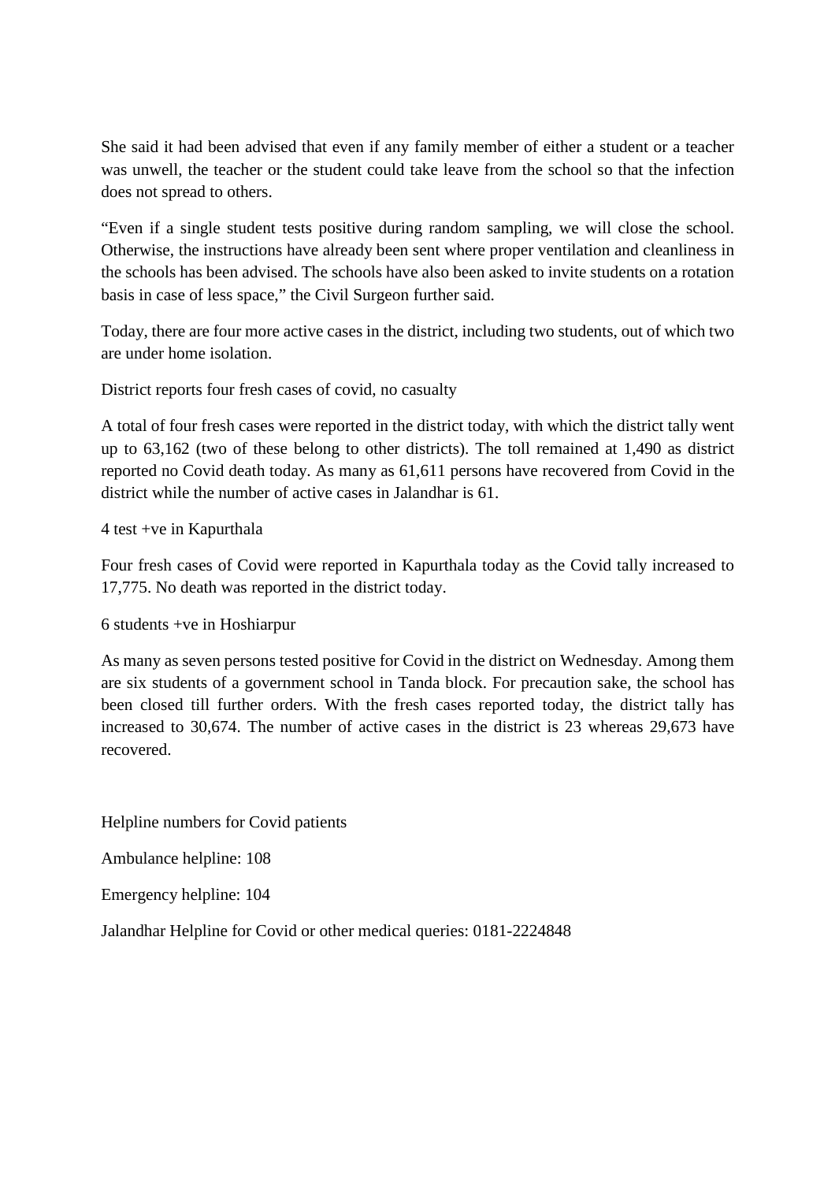She said it had been advised that even if any family member of either a student or a teacher was unwell, the teacher or the student could take leave from the school so that the infection does not spread to others.

"Even if a single student tests positive during random sampling, we will close the school. Otherwise, the instructions have already been sent where proper ventilation and cleanliness in the schools has been advised. The schools have also been asked to invite students on a rotation basis in case of less space," the Civil Surgeon further said.

Today, there are four more active cases in the district, including two students, out of which two are under home isolation.

District reports four fresh cases of covid, no casualty

A total of four fresh cases were reported in the district today, with which the district tally went up to 63,162 (two of these belong to other districts). The toll remained at 1,490 as district reported no Covid death today. As many as 61,611 persons have recovered from Covid in the district while the number of active cases in Jalandhar is 61.

4 test +ve in Kapurthala

Four fresh cases of Covid were reported in Kapurthala today as the Covid tally increased to 17,775. No death was reported in the district today.

6 students +ve in Hoshiarpur

As many as seven persons tested positive for Covid in the district on Wednesday. Among them are six students of a government school in Tanda block. For precaution sake, the school has been closed till further orders. With the fresh cases reported today, the district tally has increased to 30,674. The number of active cases in the district is 23 whereas 29,673 have recovered.

Helpline numbers for Covid patients

Ambulance helpline: 108

Emergency helpline: 104

Jalandhar Helpline for Covid or other medical queries: 0181-2224848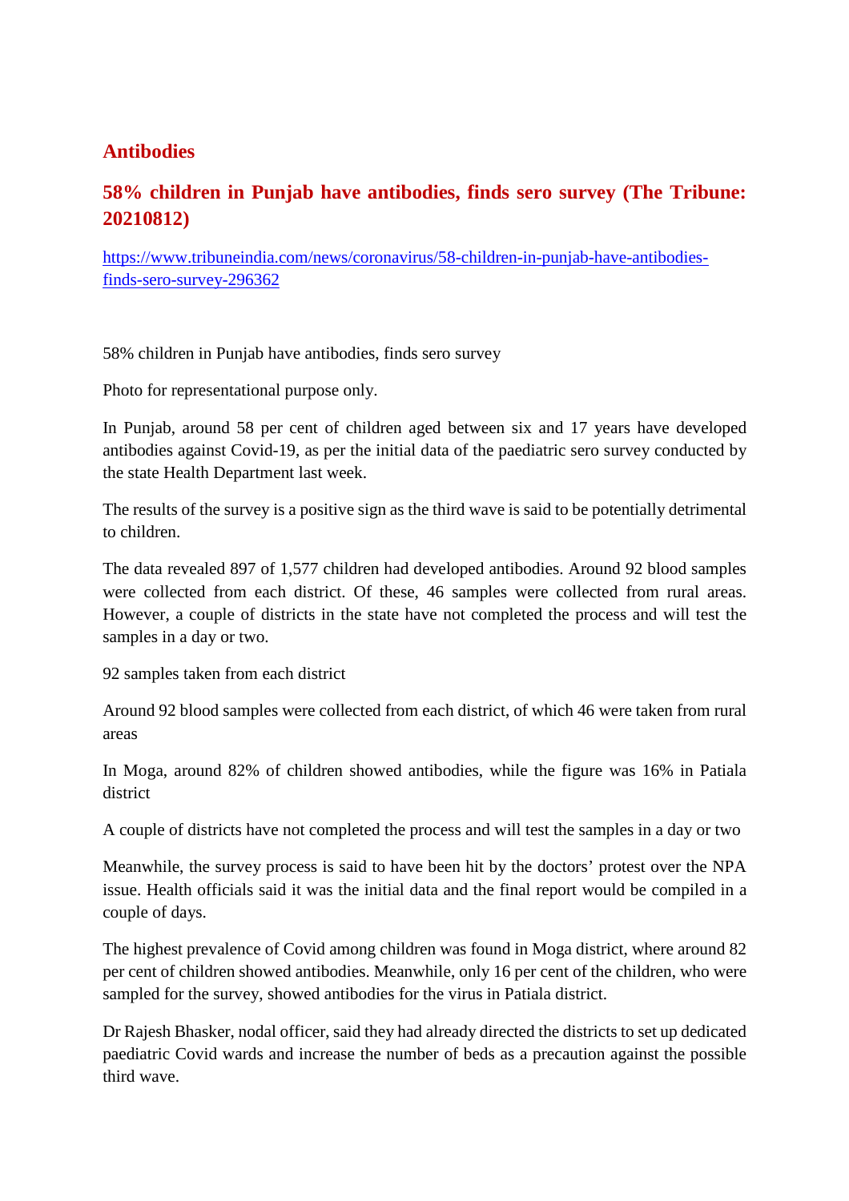## Antibodies

## 58% children in Punjab have antibodies, finds sero survey (The Tribune: 20210812)

[https://www.tribuneindia.com/news/coronavirus/58-children-in-punjab-have-antibodies-finds-sero-survey-296362](https://www.tribuneindia.com/news/coronavirus/58-children-in-punjab-have-antibodies-finds-sero-survey-296362)

58% children in Punjab have antibodies, finds sero survey

Photo for representational purpose only.

In Punjab, around 58 per cent of children aged between six and 17 years have developed antibodies against Covid-19, as per the initial data of the paediatric sero survey conducted by the state Health Department last week.

The results of the survey is a positive sign as the third wave is said to be potentially detrimental to children.

The data revealed 897 of 1,577 children had developed antibodies. Around 92 blood samples were collected from each district. Of these, 46 samples were collected from rural areas. However, a couple of districts in the state have not completed the process and will test the samples in a day or two.

92 samples taken from each district

Around 92 blood samples were collected from each district, of which 46 were taken from rural areas

In Moga, around 82% of children showed antibodies, while the figure was 16% in Patiala district

A couple of districts have not completed the process and will test the samples in a day or two

Meanwhile, the survey process is said to have been hit by the doctors' protest over the NPA issue. Health officials said it was the initial data and the final report would be compiled in a couple of days.

The highest prevalence of Covid among children was found in Moga district, where around 82 per cent of children showed antibodies. Meanwhile, only 16 per cent of the children, who were sampled for the survey, showed antibodies for the virus in Patiala district.

Dr Rajesh Bhasker, nodal officer, said they had already directed the districts to set up dedicated paediatric Covid wards and increase the number of beds as a precaution against the possible third wave.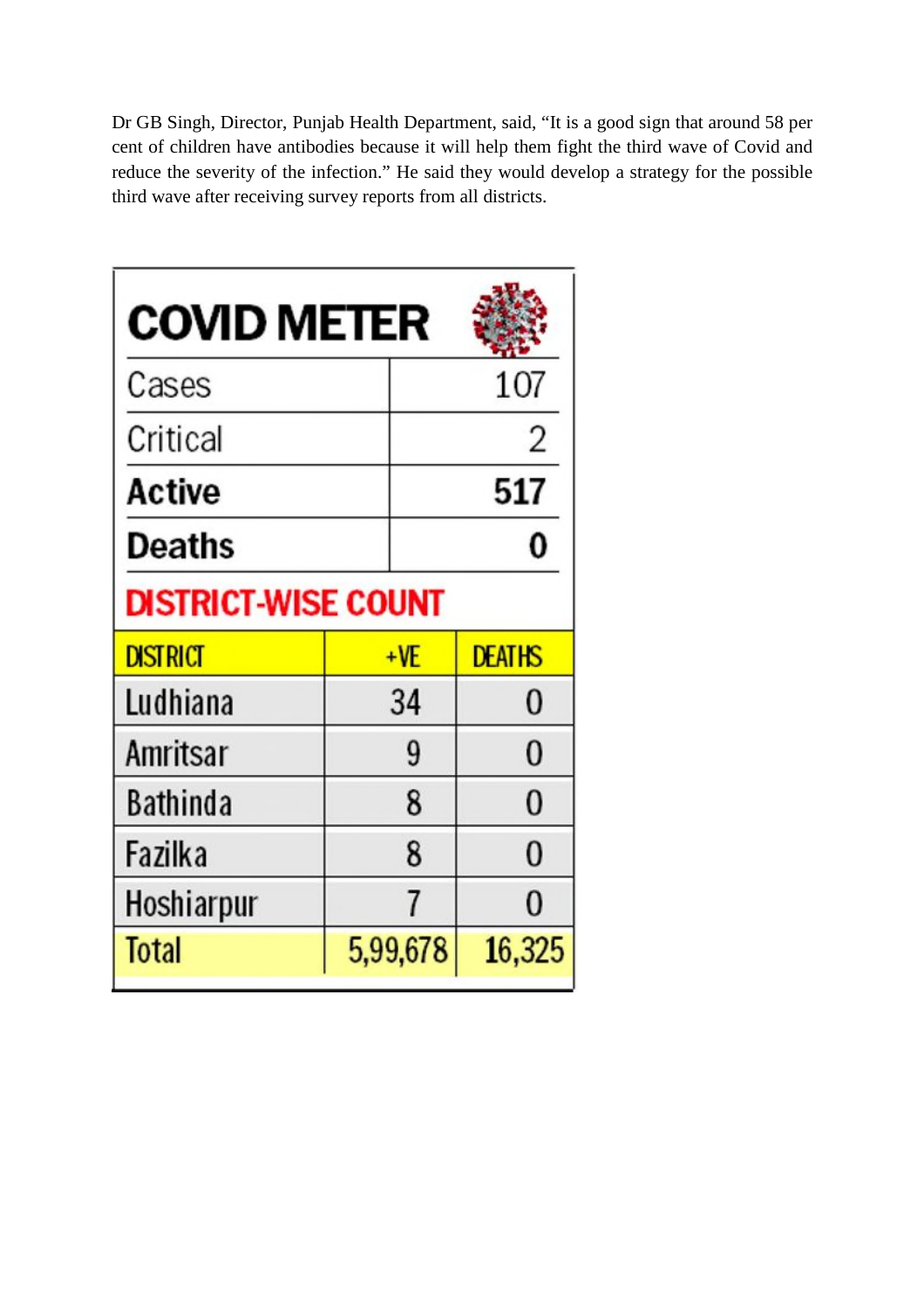Dr GB Singh, Director, Punjab Health Department, said, "It is a good sign that around 58 per cent of children have antibodies because it will help them fight the third wave of Covid and reduce the severity of the infection." He said they would develop a strategy for the possible third wave after receiving survey reports from all districts.

## COVID METER

| Cases | 107 |
|---|---|
| Critical | 2 |
| **Active** | **517** |
| **Deaths** | **0** |

### DISTRICT-WISE COUNT

| DISTRICT | +VE | DEATHS |
|---|---|---|
| Ludhiana | 34 | 0 |
| Amritsar | 9 | 0 |
| Bathinda | 8 | 0 |
| Fazilka | 8 | 0 |
| Hoshiarpur | 7 | 0 |
| Total | 5,99,678 | 16,325 |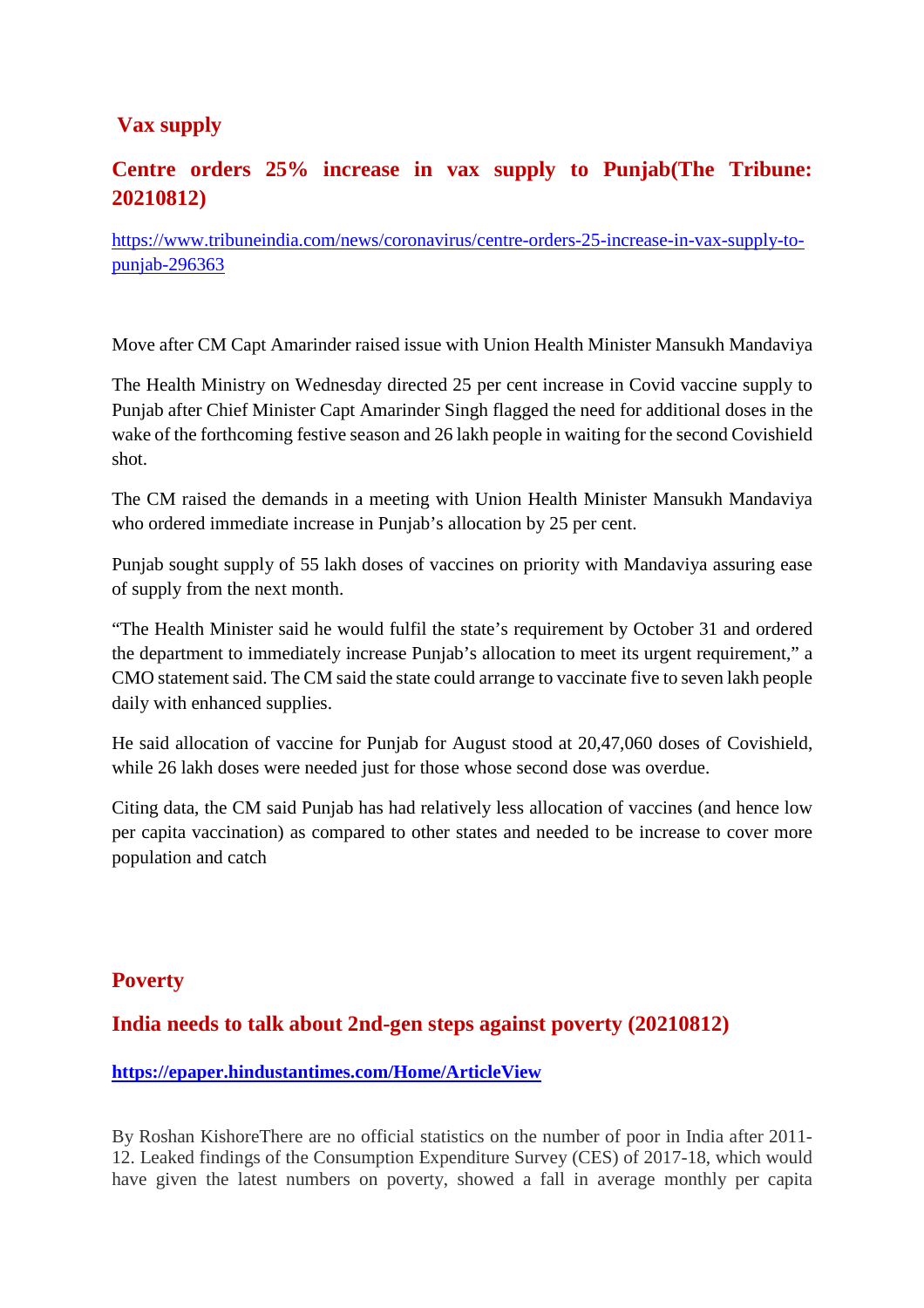## Vax supply

### Centre orders 25% increase in vax supply to Punjab(The Tribune: 20210812)

https://www.tribuneindia.com/news/coronavirus/centre-orders-25-increase-in-vax-supply-to-punjab-296363

Move after CM Capt Amarinder raised issue with Union Health Minister Mansukh Mandaviya

The Health Ministry on Wednesday directed 25 per cent increase in Covid vaccine supply to Punjab after Chief Minister Capt Amarinder Singh flagged the need for additional doses in the wake of the forthcoming festive season and 26 lakh people in waiting for the second Covishield shot.

The CM raised the demands in a meeting with Union Health Minister Mansukh Mandaviya who ordered immediate increase in Punjab's allocation by 25 per cent.

Punjab sought supply of 55 lakh doses of vaccines on priority with Mandaviya assuring ease of supply from the next month.

"The Health Minister said he would fulfil the state's requirement by October 31 and ordered the department to immediately increase Punjab's allocation to meet its urgent requirement," a CMO statement said. The CM said the state could arrange to vaccinate five to seven lakh people daily with enhanced supplies.

He said allocation of vaccine for Punjab for August stood at 20,47,060 doses of Covishield, while 26 lakh doses were needed just for those whose second dose was overdue.

Citing data, the CM said Punjab has had relatively less allocation of vaccines (and hence low per capita vaccination) as compared to other states and needed to be increase to cover more population and catch

## Poverty

### India needs to talk about 2nd-gen steps against poverty (20210812)

**https://epaper.hindustantimes.com/Home/ArticleView**

By Roshan KishoreThere are no official statistics on the number of poor in India after 2011-12. Leaked findings of the Consumption Expenditure Survey (CES) of 2017-18, which would have given the latest numbers on poverty, showed a fall in average monthly per capita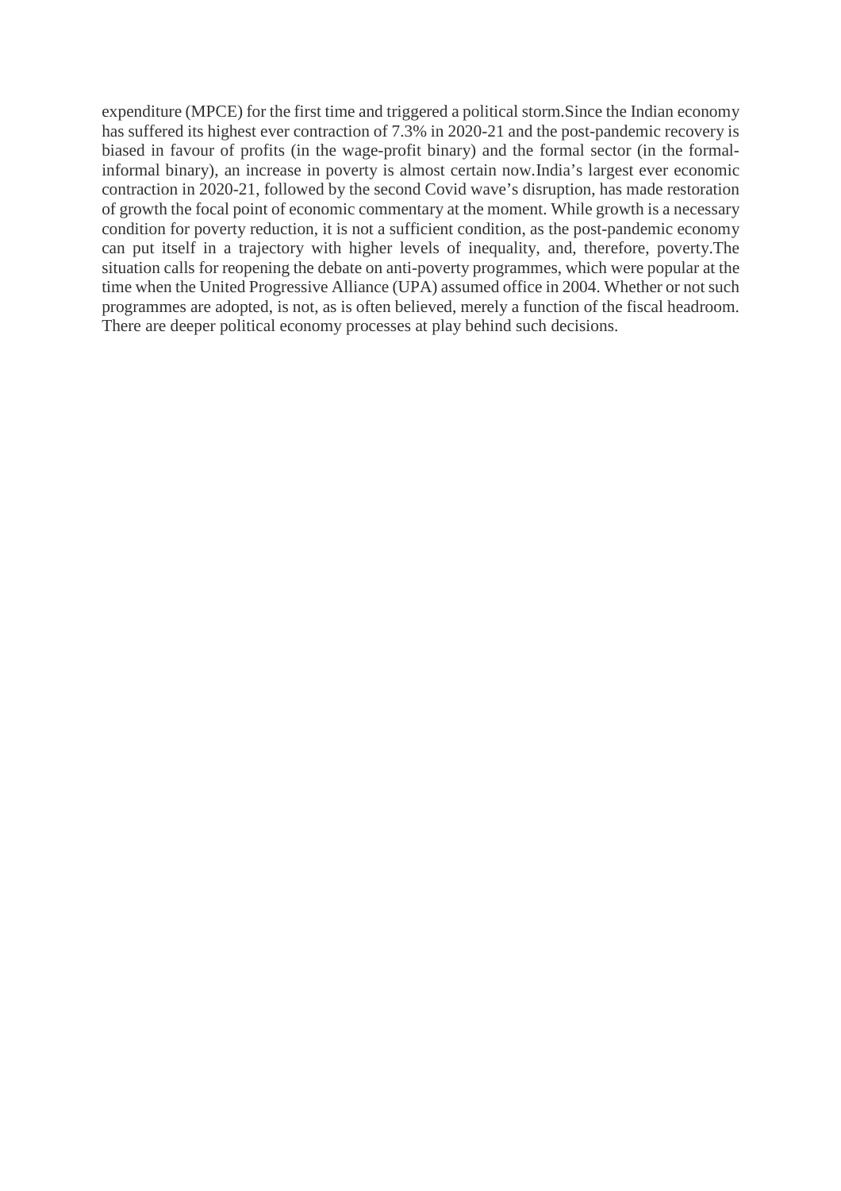expenditure (MPCE) for the first time and triggered a political storm.Since the Indian economy has suffered its highest ever contraction of 7.3% in 2020-21 and the post-pandemic recovery is biased in favour of profits (in the wage-profit binary) and the formal sector (in the formal-informal binary), an increase in poverty is almost certain now.India's largest ever economic contraction in 2020-21, followed by the second Covid wave's disruption, has made restoration of growth the focal point of economic commentary at the moment. While growth is a necessary condition for poverty reduction, it is not a sufficient condition, as the post-pandemic economy can put itself in a trajectory with higher levels of inequality, and, therefore, poverty.The situation calls for reopening the debate on anti-poverty programmes, which were popular at the time when the United Progressive Alliance (UPA) assumed office in 2004. Whether or not such programmes are adopted, is not, as is often believed, merely a function of the fiscal headroom. There are deeper political economy processes at play behind such decisions.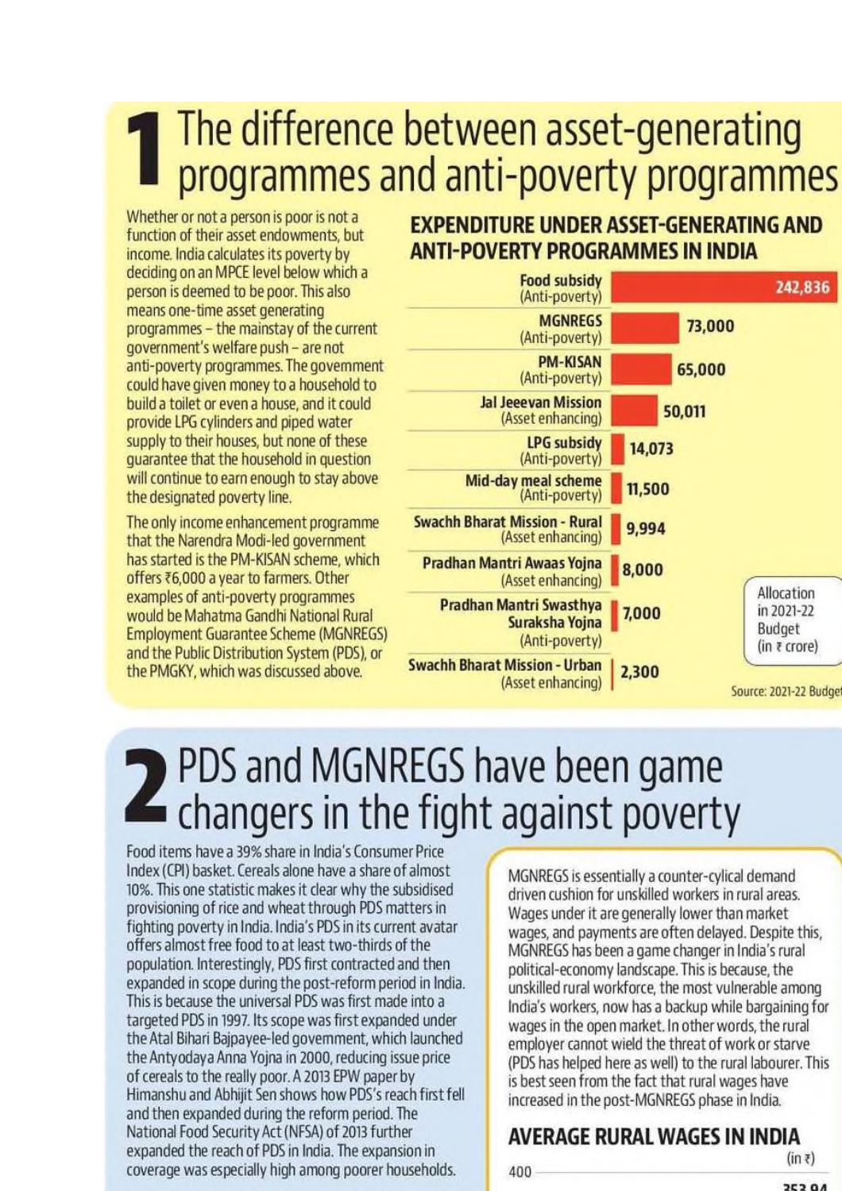# 1 The difference between asset-generating programmes and anti-poverty programmes

Whether or not a person is poor is not a function of their asset endowments, but income. India calculates its poverty by deciding on an MPCE level below which a person is deemed to be poor. This also means one-time asset generating programmes – the mainstay of the current government's welfare push – are not anti-poverty programmes. The government could have given money to a household to build a toilet or even a house, and it could provide LPG cylinders and piped water supply to their houses, but none of these guarantee that the household in question will continue to earn enough to stay above the designated poverty line.

The only income enhancement programme that the Narendra Modi-led government has started is the PM-KISAN scheme, which offers ₹6,000 a year to farmers. Other examples of anti-poverty programmes would be Mahatma Gandhi National Rural Employment Guarantee Scheme (MGNREGS) and the Public Distribution System (PDS), or the PMGKY, which was discussed above.

**EXPENDITURE UNDER ASSET-GENERATING AND ANTI-POVERTY PROGRAMMES IN INDIA**

| Programme | Allocation in 2021-22 Budget (in ₹ crore) |
|---|---|
| Food subsidy (Anti-poverty) | 242,836 |
| MGNREGS (Anti-poverty) | 73,000 |
| PM-KISAN (Anti-poverty) | 65,000 |
| Jal Jeevan Mission (Asset enhancing) | 50,011 |
| LPG subsidy (Anti-poverty) | 14,073 |
| Mid-day meal scheme (Anti-poverty) | 11,500 |
| Swachh Bharat Mission - Rural (Asset enhancing) | 9,994 |
| Pradhan Mantri Awaas Yojna (Asset enhancing) | 8,000 |
| Pradhan Mantri Swasthya Suraksha Yojna (Anti-poverty) | 7,000 |
| Swachh Bharat Mission - Urban (Asset enhancing) | 2,300 |

Source: 2021-22 Budget

# 2 PDS and MGNREGS have been game changers in the fight against poverty

Food items have a 39% share in India's Consumer Price Index (CPI) basket. Cereals alone have a share of almost 10%. This one statistic makes it clear why the subsidised provisioning of rice and wheat through PDS matters in fighting poverty in India. India's PDS in its current avatar offers almost free food to at least two-thirds of the population. Interestingly, PDS first contracted and then expanded in scope during the post-reform period in India. This is because the universal PDS was first made into a targeted PDS in 1997. Its scope was first expanded under the Atal Bihari Bajpayee-led government, which launched the Antyodaya Anna Yojna in 2000, reducing issue price of cereals to the really poor. A 2013 EPW paper by Himanshu and Abhijit Sen shows how PDS's reach first fell and then expanded during the reform period. The National Food Security Act (NFSA) of 2013 further expanded the reach of PDS in India. The expansion in coverage was especially high among poorer households.

MGNREGS is essentially a counter-cylical demand driven cushion for unskilled workers in rural areas. Wages under it are generally lower than market wages, and payments are often delayed. Despite this, MGNREGS has been a game changer in India's rural political-economy landscape. This is because, the unskilled rural workforce, the most vulnerable among India's workers, now has a backup while bargaining for wages in the open market. In other words, the rural employer cannot wield the threat of work or starve (PDS has helped here as well) to the rural labourer. This is best seen from the fact that rural wages have increased in the post-MGNREGS phase in India.

**AVERAGE RURAL WAGES IN INDIA**

(in ₹)

400

353.94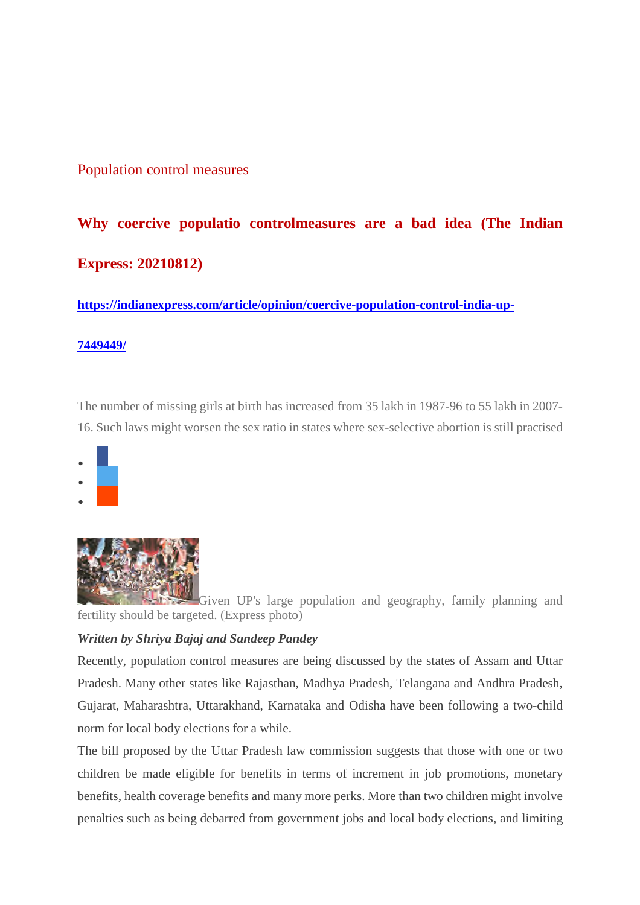Population control measures

## Why coercive populatio controlmeasures are a bad idea (The Indian Express: 20210812)

**https://indianexpress.com/article/opinion/coercive-population-control-india-up-7449449/**

The number of missing girls at birth has increased from 35 lakh in 1987-96 to 55 lakh in 2007-16. Such laws might worsen the sex ratio in states where sex-selective abortion is still practised

Given UP's large population and geography, family planning and fertility should be targeted. (Express photo)

***Written by Shriya Bajaj and Sandeep Pandey***

Recently, population control measures are being discussed by the states of Assam and Uttar Pradesh. Many other states like Rajasthan, Madhya Pradesh, Telangana and Andhra Pradesh, Gujarat, Maharashtra, Uttarakhand, Karnataka and Odisha have been following a two-child norm for local body elections for a while.

The bill proposed by the Uttar Pradesh law commission suggests that those with one or two children be made eligible for benefits in terms of increment in job promotions, monetary benefits, health coverage benefits and many more perks. More than two children might involve penalties such as being debarred from government jobs and local body elections, and limiting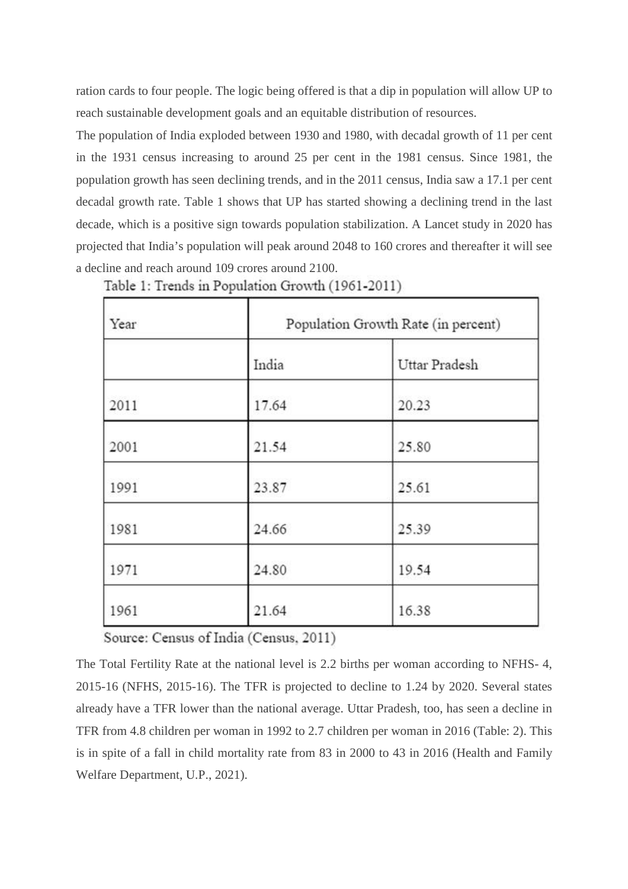ration cards to four people. The logic being offered is that a dip in population will allow UP to reach sustainable development goals and an equitable distribution of resources.

The population of India exploded between 1930 and 1980, with decadal growth of 11 per cent in the 1931 census increasing to around 25 per cent in the 1981 census. Since 1981, the population growth has seen declining trends, and in the 2011 census, India saw a 17.1 per cent decadal growth rate. Table 1 shows that UP has started showing a declining trend in the last decade, which is a positive sign towards population stabilization. A Lancet study in 2020 has projected that India's population will peak around 2048 to 160 crores and thereafter it will see a decline and reach around 109 crores around 2100.

Table 1: Trends in Population Growth (1961-2011)

| Year | Population Growth Rate (in percent) | |
|---|---|---|
| | India | Uttar Pradesh |
| 2011 | 17.64 | 20.23 |
| 2001 | 21.54 | 25.80 |
| 1991 | 23.87 | 25.61 |
| 1981 | 24.66 | 25.39 |
| 1971 | 24.80 | 19.54 |
| 1961 | 21.64 | 16.38 |

Source: Census of India (Census, 2011)

The Total Fertility Rate at the national level is 2.2 births per woman according to NFHS- 4, 2015-16 (NFHS, 2015-16). The TFR is projected to decline to 1.24 by 2020. Several states already have a TFR lower than the national average. Uttar Pradesh, too, has seen a decline in TFR from 4.8 children per woman in 1992 to 2.7 children per woman in 2016 (Table: 2). This is in spite of a fall in child mortality rate from 83 in 2000 to 43 in 2016 (Health and Family Welfare Department, U.P., 2021).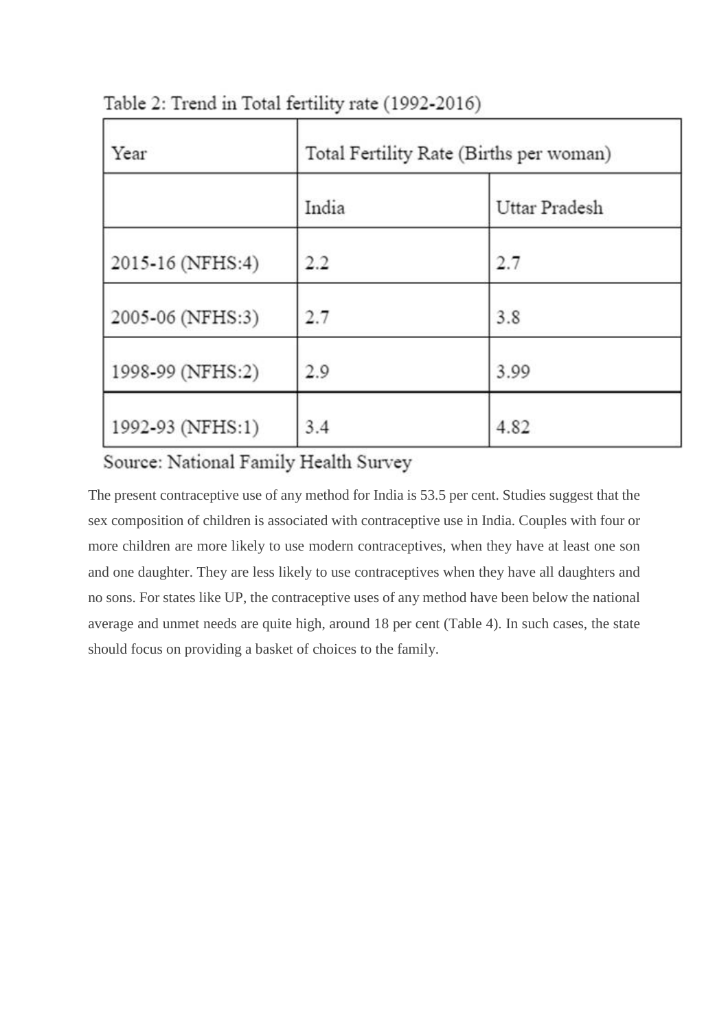Table 2: Trend in Total fertility rate (1992-2016)

| Year | Total Fertility Rate (Births per woman) | |
|---|---|---|
| | India | Uttar Pradesh |
| 2015-16 (NFHS:4) | 2.2 | 2.7 |
| 2005-06 (NFHS:3) | 2.7 | 3.8 |
| 1998-99 (NFHS:2) | 2.9 | 3.99 |
| 1992-93 (NFHS:1) | 3.4 | 4.82 |

Source: National Family Health Survey

The present contraceptive use of any method for India is 53.5 per cent. Studies suggest that the sex composition of children is associated with contraceptive use in India. Couples with four or more children are more likely to use modern contraceptives, when they have at least one son and one daughter. They are less likely to use contraceptives when they have all daughters and no sons. For states like UP, the contraceptive uses of any method have been below the national average and unmet needs are quite high, around 18 per cent (Table 4). In such cases, the state should focus on providing a basket of choices to the family.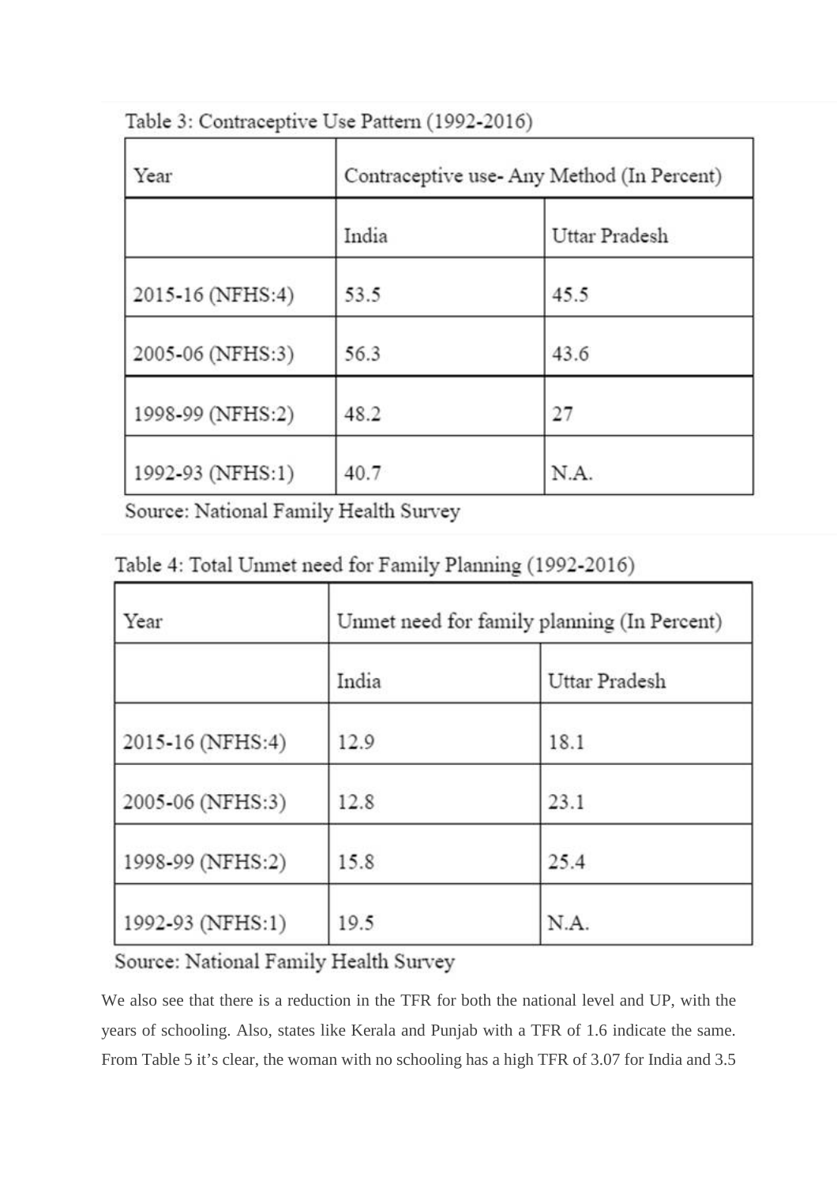Table 3: Contraceptive Use Pattern (1992-2016)

| Year | Contraceptive use- Any Method (In Percent) | |
|---|---|---|
| | India | Uttar Pradesh |
| 2015-16 (NFHS:4) | 53.5 | 45.5 |
| 2005-06 (NFHS:3) | 56.3 | 43.6 |
| 1998-99 (NFHS:2) | 48.2 | 27 |
| 1992-93 (NFHS:1) | 40.7 | N.A. |

Source: National Family Health Survey

Table 4: Total Unmet need for Family Planning (1992-2016)

| Year | Unmet need for family planning (In Percent) | |
|---|---|---|
| | India | Uttar Pradesh |
| 2015-16 (NFHS:4) | 12.9 | 18.1 |
| 2005-06 (NFHS:3) | 12.8 | 23.1 |
| 1998-99 (NFHS:2) | 15.8 | 25.4 |
| 1992-93 (NFHS:1) | 19.5 | N.A. |

Source: National Family Health Survey

We also see that there is a reduction in the TFR for both the national level and UP, with the years of schooling. Also, states like Kerala and Punjab with a TFR of 1.6 indicate the same. From Table 5 it's clear, the woman with no schooling has a high TFR of 3.07 for India and 3.5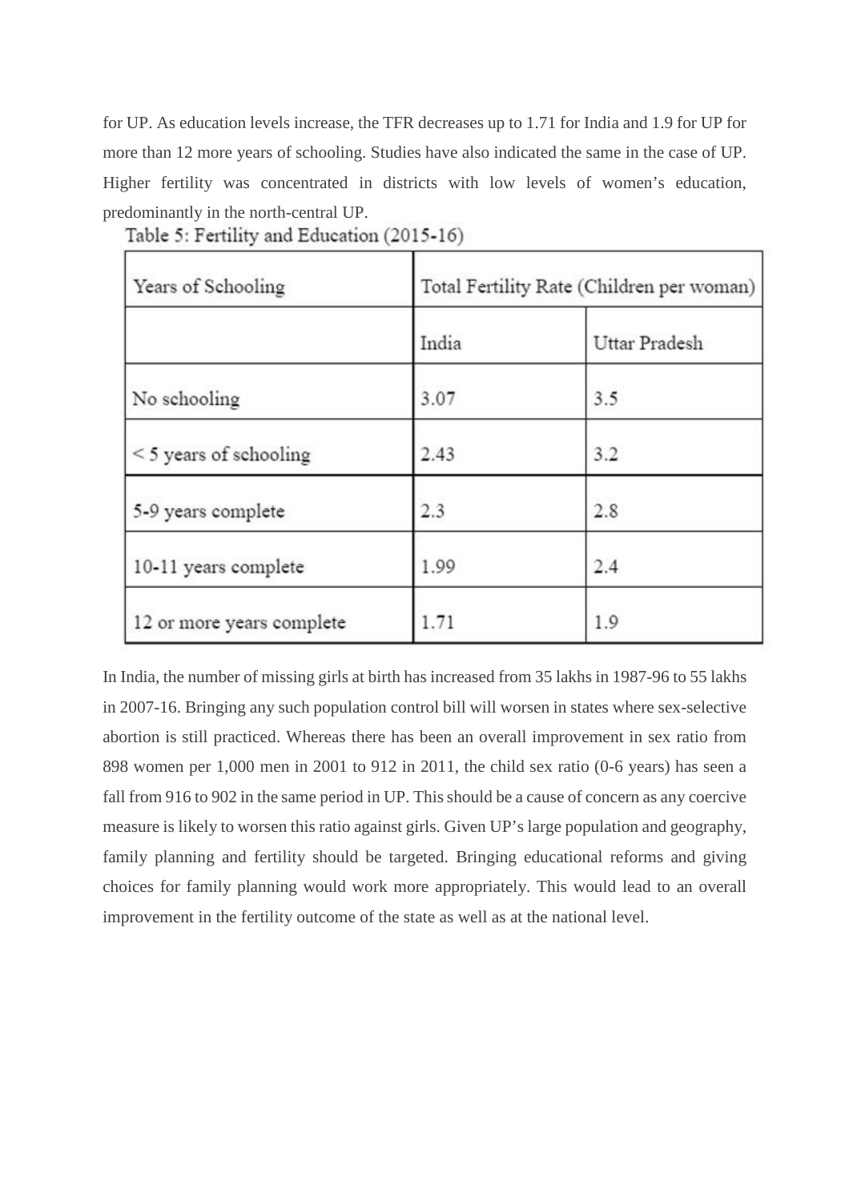for UP. As education levels increase, the TFR decreases up to 1.71 for India and 1.9 for UP for more than 12 more years of schooling. Studies have also indicated the same in the case of UP. Higher fertility was concentrated in districts with low levels of women's education, predominantly in the north-central UP.

Table 5: Fertility and Education (2015-16)

| Years of Schooling | Total Fertility Rate (Children per woman) | |
|---|---|---|
| | India | Uttar Pradesh |
| No schooling | 3.07 | 3.5 |
| < 5 years of schooling | 2.43 | 3.2 |
| 5-9 years complete | 2.3 | 2.8 |
| 10-11 years complete | 1.99 | 2.4 |
| 12 or more years complete | 1.71 | 1.9 |

In India, the number of missing girls at birth has increased from 35 lakhs in 1987-96 to 55 lakhs in 2007-16. Bringing any such population control bill will worsen in states where sex-selective abortion is still practiced. Whereas there has been an overall improvement in sex ratio from 898 women per 1,000 men in 2001 to 912 in 2011, the child sex ratio (0-6 years) has seen a fall from 916 to 902 in the same period in UP. This should be a cause of concern as any coercive measure is likely to worsen this ratio against girls. Given UP's large population and geography, family planning and fertility should be targeted. Bringing educational reforms and giving choices for family planning would work more appropriately. This would lead to an overall improvement in the fertility outcome of the state as well as at the national level.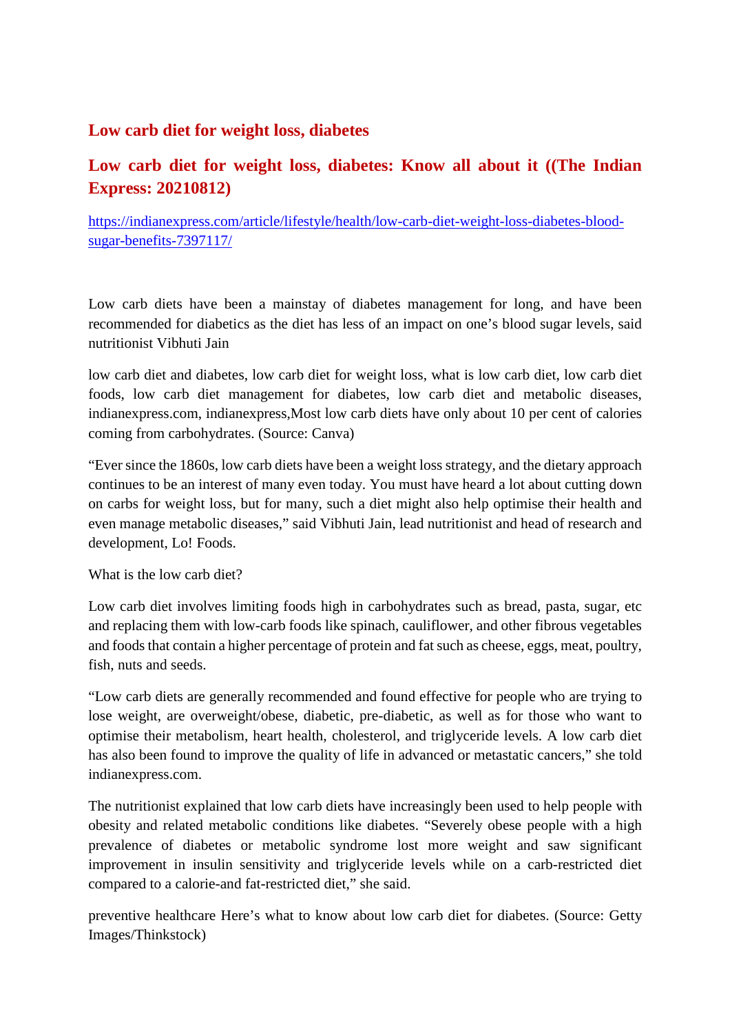## Low carb diet for weight loss, diabetes

## Low carb diet for weight loss, diabetes: Know all about it ((The Indian Express: 20210812)

https://indianexpress.com/article/lifestyle/health/low-carb-diet-weight-loss-diabetes-blood-sugar-benefits-7397117/

Low carb diets have been a mainstay of diabetes management for long, and have been recommended for diabetics as the diet has less of an impact on one's blood sugar levels, said nutritionist Vibhuti Jain

low carb diet and diabetes, low carb diet for weight loss, what is low carb diet, low carb diet foods, low carb diet management for diabetes, low carb diet and metabolic diseases, indianexpress.com, indianexpress,Most low carb diets have only about 10 per cent of calories coming from carbohydrates. (Source: Canva)

"Ever since the 1860s, low carb diets have been a weight loss strategy, and the dietary approach continues to be an interest of many even today. You must have heard a lot about cutting down on carbs for weight loss, but for many, such a diet might also help optimise their health and even manage metabolic diseases," said Vibhuti Jain, lead nutritionist and head of research and development, Lo! Foods.

What is the low carb diet?

Low carb diet involves limiting foods high in carbohydrates such as bread, pasta, sugar, etc and replacing them with low-carb foods like spinach, cauliflower, and other fibrous vegetables and foods that contain a higher percentage of protein and fat such as cheese, eggs, meat, poultry, fish, nuts and seeds.

"Low carb diets are generally recommended and found effective for people who are trying to lose weight, are overweight/obese, diabetic, pre-diabetic, as well as for those who want to optimise their metabolism, heart health, cholesterol, and triglyceride levels. A low carb diet has also been found to improve the quality of life in advanced or metastatic cancers," she told indianexpress.com.

The nutritionist explained that low carb diets have increasingly been used to help people with obesity and related metabolic conditions like diabetes. "Severely obese people with a high prevalence of diabetes or metabolic syndrome lost more weight and saw significant improvement in insulin sensitivity and triglyceride levels while on a carb-restricted diet compared to a calorie-and fat-restricted diet," she said.

preventive healthcare Here's what to know about low carb diet for diabetes. (Source: Getty Images/Thinkstock)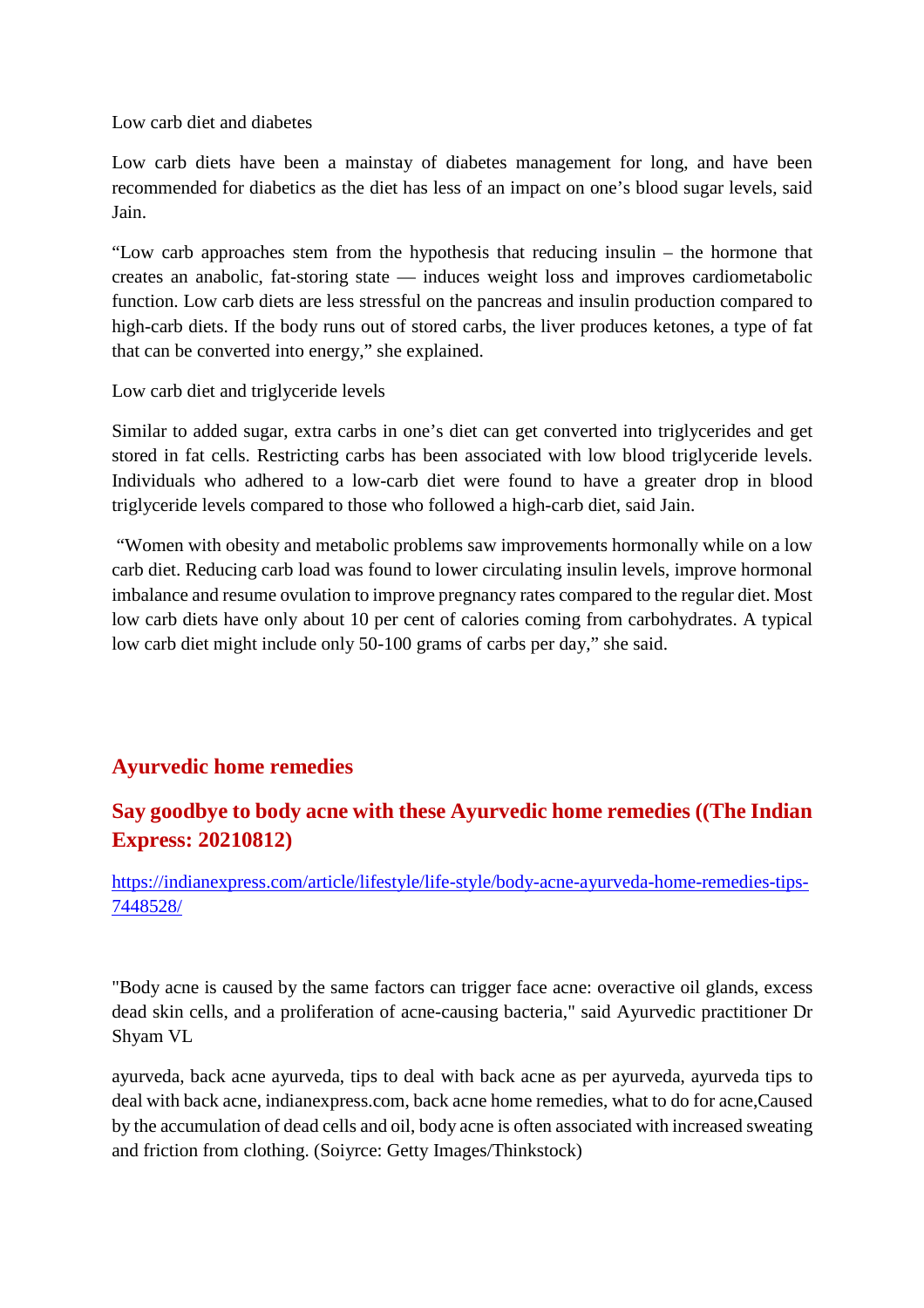Low carb diet and diabetes

Low carb diets have been a mainstay of diabetes management for long, and have been recommended for diabetics as the diet has less of an impact on one's blood sugar levels, said Jain.

"Low carb approaches stem from the hypothesis that reducing insulin – the hormone that creates an anabolic, fat-storing state — induces weight loss and improves cardiometabolic function. Low carb diets are less stressful on the pancreas and insulin production compared to high-carb diets. If the body runs out of stored carbs, the liver produces ketones, a type of fat that can be converted into energy," she explained.

Low carb diet and triglyceride levels

Similar to added sugar, extra carbs in one's diet can get converted into triglycerides and get stored in fat cells. Restricting carbs has been associated with low blood triglyceride levels. Individuals who adhered to a low-carb diet were found to have a greater drop in blood triglyceride levels compared to those who followed a high-carb diet, said Jain.

"Women with obesity and metabolic problems saw improvements hormonally while on a low carb diet. Reducing carb load was found to lower circulating insulin levels, improve hormonal imbalance and resume ovulation to improve pregnancy rates compared to the regular diet. Most low carb diets have only about 10 per cent of calories coming from carbohydrates. A typical low carb diet might include only 50-100 grams of carbs per day," she said.

## Ayurvedic home remedies

## Say goodbye to body acne with these Ayurvedic home remedies ((The Indian Express: 20210812)

https://indianexpress.com/article/lifestyle/life-style/body-acne-ayurveda-home-remedies-tips-7448528/

"Body acne is caused by the same factors can trigger face acne: overactive oil glands, excess dead skin cells, and a proliferation of acne-causing bacteria," said Ayurvedic practitioner Dr Shyam VL

ayurveda, back acne ayurveda, tips to deal with back acne as per ayurveda, ayurveda tips to deal with back acne, indianexpress.com, back acne home remedies, what to do for acne,Caused by the accumulation of dead cells and oil, body acne is often associated with increased sweating and friction from clothing. (Soiyrce: Getty Images/Thinkstock)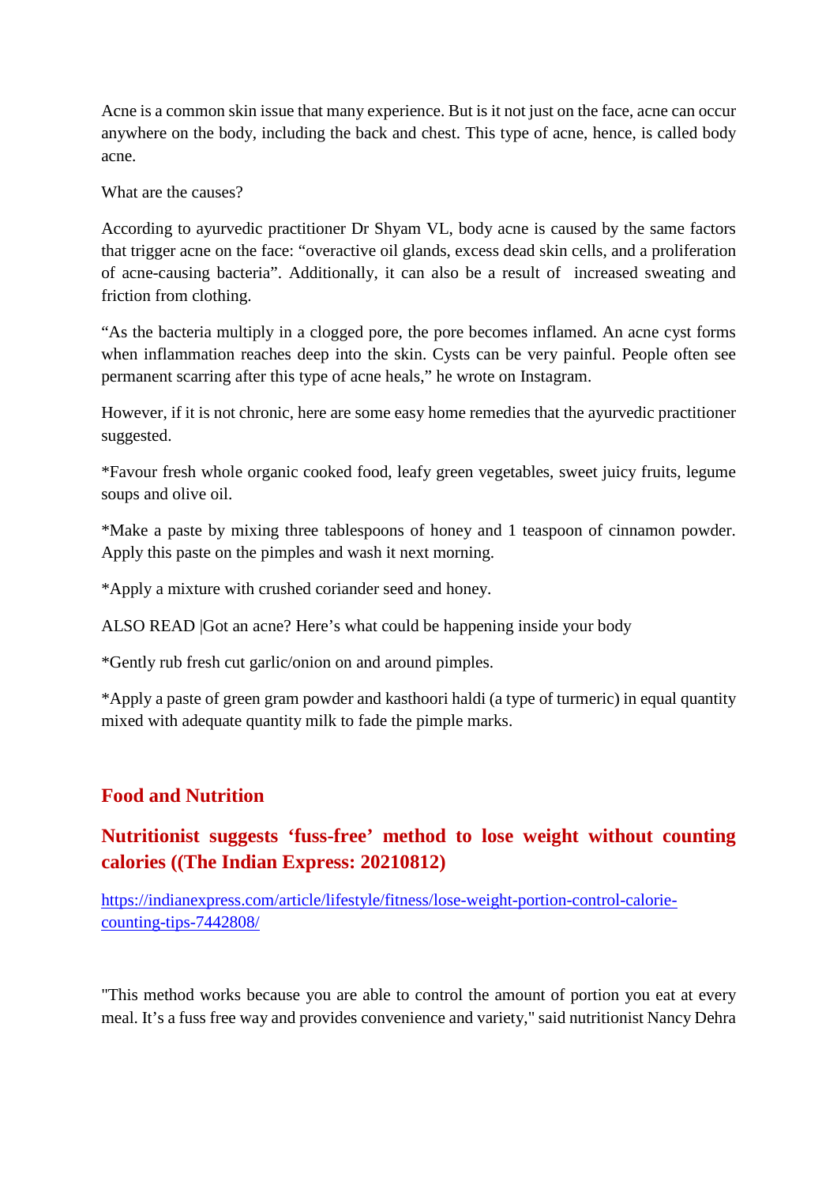Acne is a common skin issue that many experience. But is it not just on the face, acne can occur anywhere on the body, including the back and chest. This type of acne, hence, is called body acne.

What are the causes?

According to ayurvedic practitioner Dr Shyam VL, body acne is caused by the same factors that trigger acne on the face: "overactive oil glands, excess dead skin cells, and a proliferation of acne-causing bacteria". Additionally, it can also be a result of increased sweating and friction from clothing.

"As the bacteria multiply in a clogged pore, the pore becomes inflamed. An acne cyst forms when inflammation reaches deep into the skin. Cysts can be very painful. People often see permanent scarring after this type of acne heals," he wrote on Instagram.

However, if it is not chronic, here are some easy home remedies that the ayurvedic practitioner suggested.

*Favour fresh whole organic cooked food, leafy green vegetables, sweet juicy fruits, legume soups and olive oil.

*Make a paste by mixing three tablespoons of honey and 1 teaspoon of cinnamon powder. Apply this paste on the pimples and wash it next morning.

*Apply a mixture with crushed coriander seed and honey.

ALSO READ |Got an acne? Here's what could be happening inside your body

*Gently rub fresh cut garlic/onion on and around pimples.

*Apply a paste of green gram powder and kasthoori haldi (a type of turmeric) in equal quantity mixed with adequate quantity milk to fade the pimple marks.

## Food and Nutrition

## Nutritionist suggests 'fuss-free' method to lose weight without counting calories ((The Indian Express: 20210812)

https://indianexpress.com/article/lifestyle/fitness/lose-weight-portion-control-calorie-counting-tips-7442808/

"This method works because you are able to control the amount of portion you eat at every meal. It's a fuss free way and provides convenience and variety," said nutritionist Nancy Dehra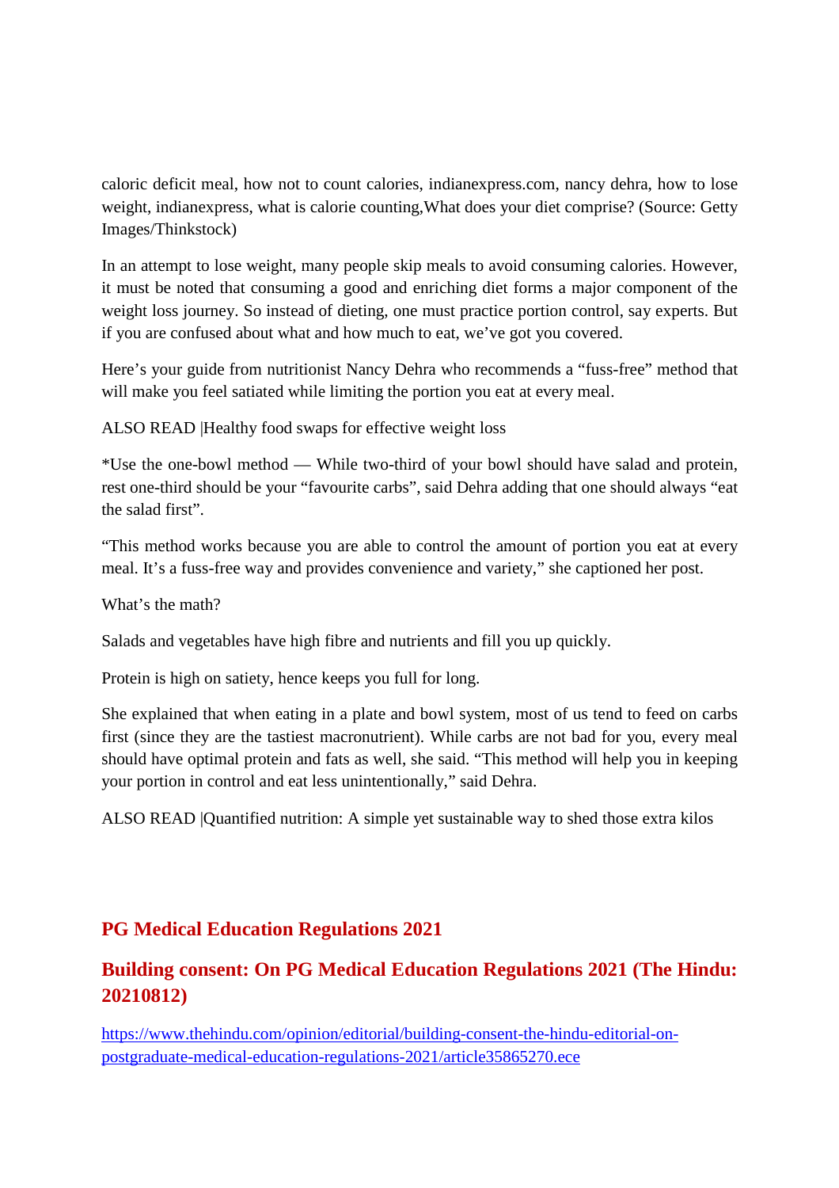caloric deficit meal, how not to count calories, indianexpress.com, nancy dehra, how to lose weight, indianexpress, what is calorie counting,What does your diet comprise? (Source: Getty Images/Thinkstock)

In an attempt to lose weight, many people skip meals to avoid consuming calories. However, it must be noted that consuming a good and enriching diet forms a major component of the weight loss journey. So instead of dieting, one must practice portion control, say experts. But if you are confused about what and how much to eat, we've got you covered.

Here's your guide from nutritionist Nancy Dehra who recommends a "fuss-free" method that will make you feel satiated while limiting the portion you eat at every meal.

ALSO READ |Healthy food swaps for effective weight loss

*Use the one-bowl method — While two-third of your bowl should have salad and protein, rest one-third should be your "favourite carbs", said Dehra adding that one should always "eat the salad first".

"This method works because you are able to control the amount of portion you eat at every meal. It's a fuss-free way and provides convenience and variety," she captioned her post.

What's the math?

Salads and vegetables have high fibre and nutrients and fill you up quickly.

Protein is high on satiety, hence keeps you full for long.

She explained that when eating in a plate and bowl system, most of us tend to feed on carbs first (since they are the tastiest macronutrient). While carbs are not bad for you, every meal should have optimal protein and fats as well, she said. "This method will help you in keeping your portion in control and eat less unintentionally," said Dehra.

ALSO READ |Quantified nutrition: A simple yet sustainable way to shed those extra kilos

## PG Medical Education Regulations 2021

## Building consent: On PG Medical Education Regulations 2021 (The Hindu: 20210812)

https://www.thehindu.com/opinion/editorial/building-consent-the-hindu-editorial-on-postgraduate-medical-education-regulations-2021/article35865270.ece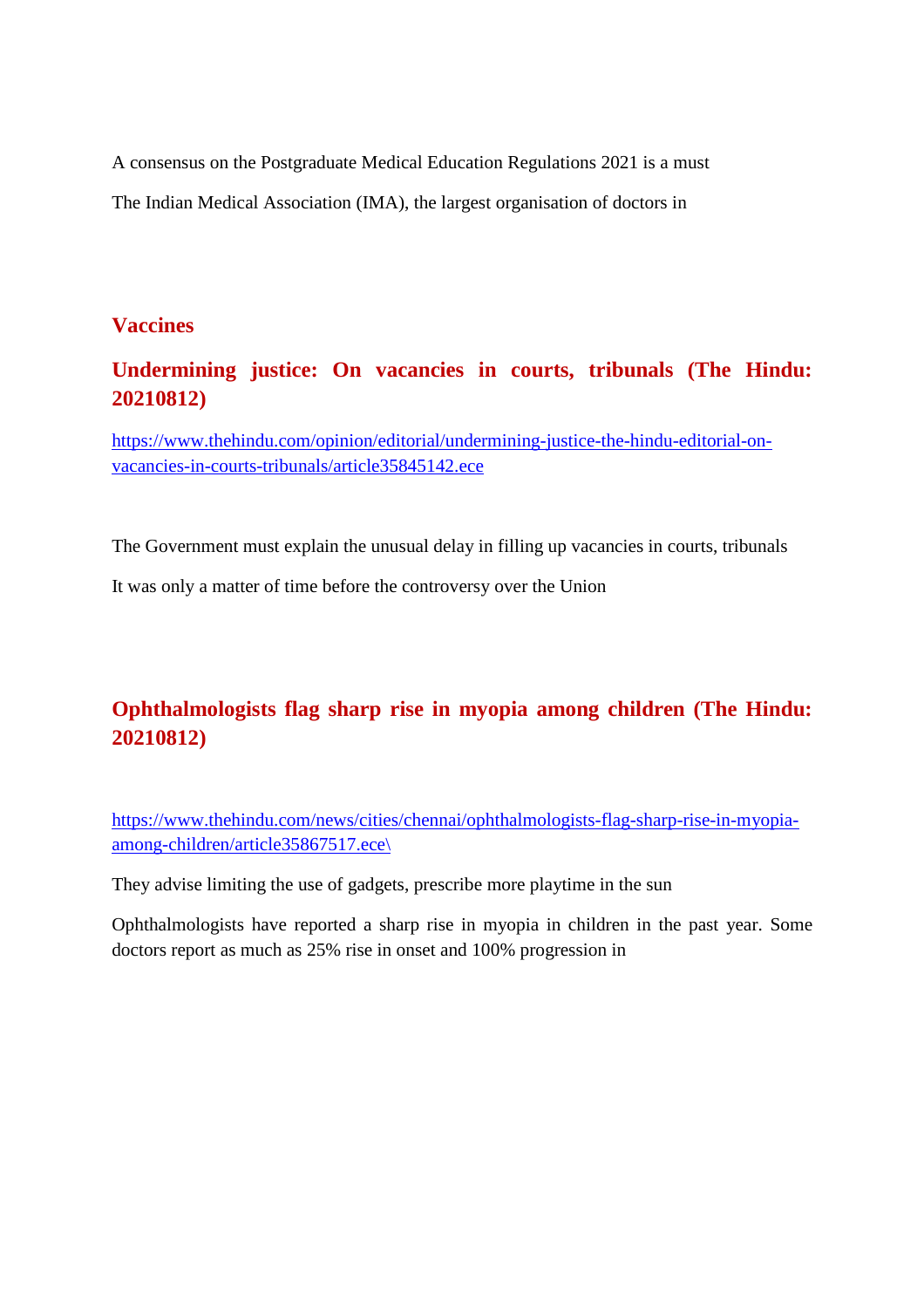A consensus on the Postgraduate Medical Education Regulations 2021 is a must

The Indian Medical Association (IMA), the largest organisation of doctors in

## Vaccines

## Undermining justice: On vacancies in courts, tribunals (The Hindu: 20210812)

https://www.thehindu.com/opinion/editorial/undermining-justice-the-hindu-editorial-on-vacancies-in-courts-tribunals/article35845142.ece

The Government must explain the unusual delay in filling up vacancies in courts, tribunals

It was only a matter of time before the controversy over the Union

## Ophthalmologists flag sharp rise in myopia among children (The Hindu: 20210812)

https://www.thehindu.com/news/cities/chennai/ophthalmologists-flag-sharp-rise-in-myopia-among-children/article35867517.ece\

They advise limiting the use of gadgets, prescribe more playtime in the sun

Ophthalmologists have reported a sharp rise in myopia in children in the past year. Some doctors report as much as 25% rise in onset and 100% progression in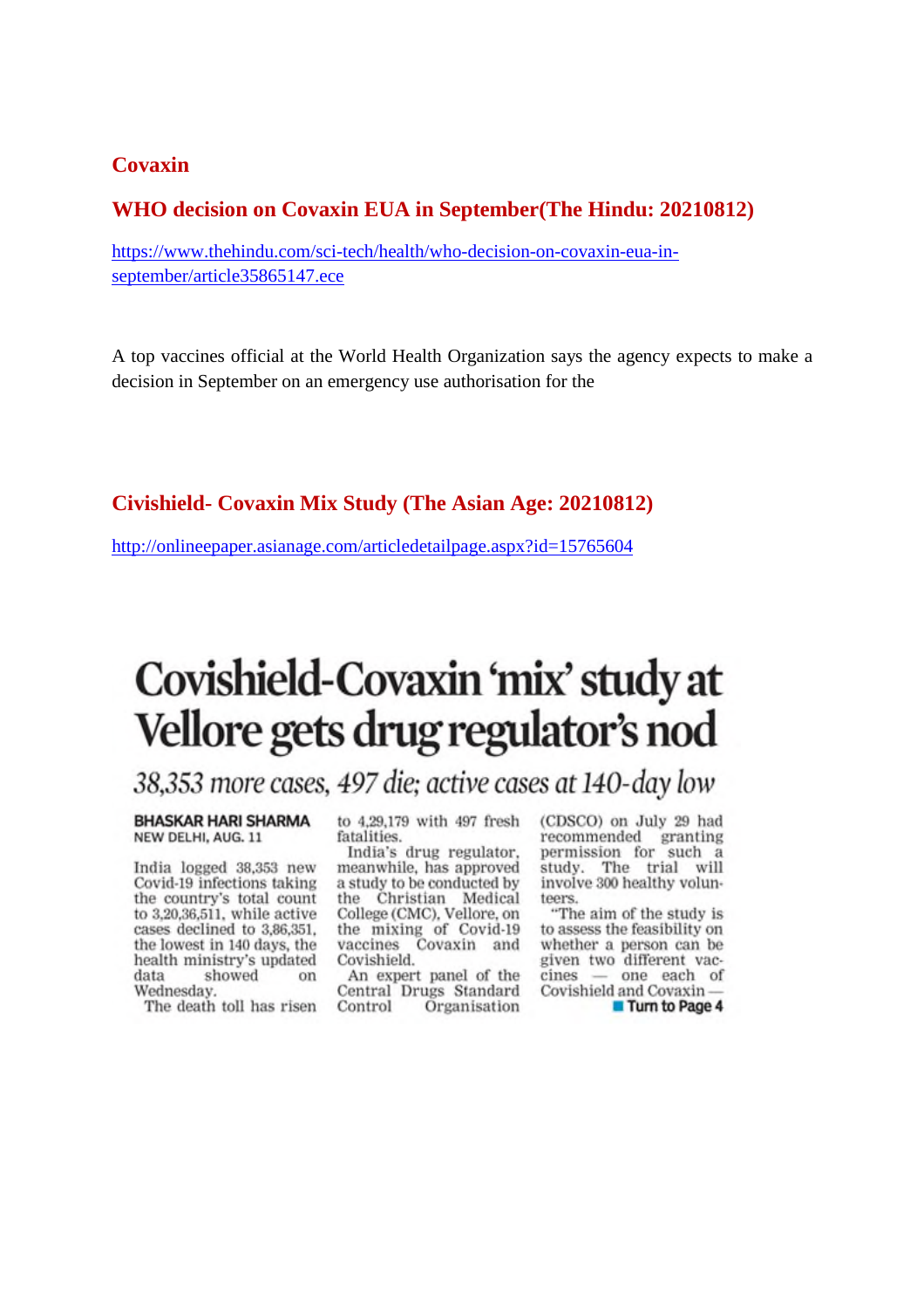## Covaxin

### WHO decision on Covaxin EUA in September(The Hindu: 20210812)

https://www.thehindu.com/sci-tech/health/who-decision-on-covaxin-eua-in-september/article35865147.ece

A top vaccines official at the World Health Organization says the agency expects to make a decision in September on an emergency use authorisation for the

### Civishield- Covaxin Mix Study (The Asian Age: 20210812)

http://onlineepaper.asianage.com/articledetailpage.aspx?id=15765604

# Covishield-Covaxin 'mix' study at Vellore gets drug regulator's nod

*38,353 more cases, 497 die; active cases at 140-day low*

**BHASKAR HARI SHARMA**
NEW DELHI, AUG. 11

India logged 38,353 new Covid-19 infections taking the country's total count to 3,20,36,511, while active cases declined to 3,86,351, the lowest in 140 days, the health ministry's updated data showed on Wednesday.

The death toll has risen to 4,29,179 with 497 fresh fatalities.

India's drug regulator, meanwhile, has approved a study to be conducted by the Christian Medical College (CMC), Vellore, on the mixing of Covid-19 vaccines Covaxin and Covishield.

An expert panel of the Central Drugs Standard Control Organisation (CDSCO) on July 29 had recommended granting permission for such a study. The trial will involve 300 healthy volunteers.

"The aim of the study is to assess the feasibility on whether a person can be given two different vaccines — one each of Covishield and Covaxin —

Turn to Page 4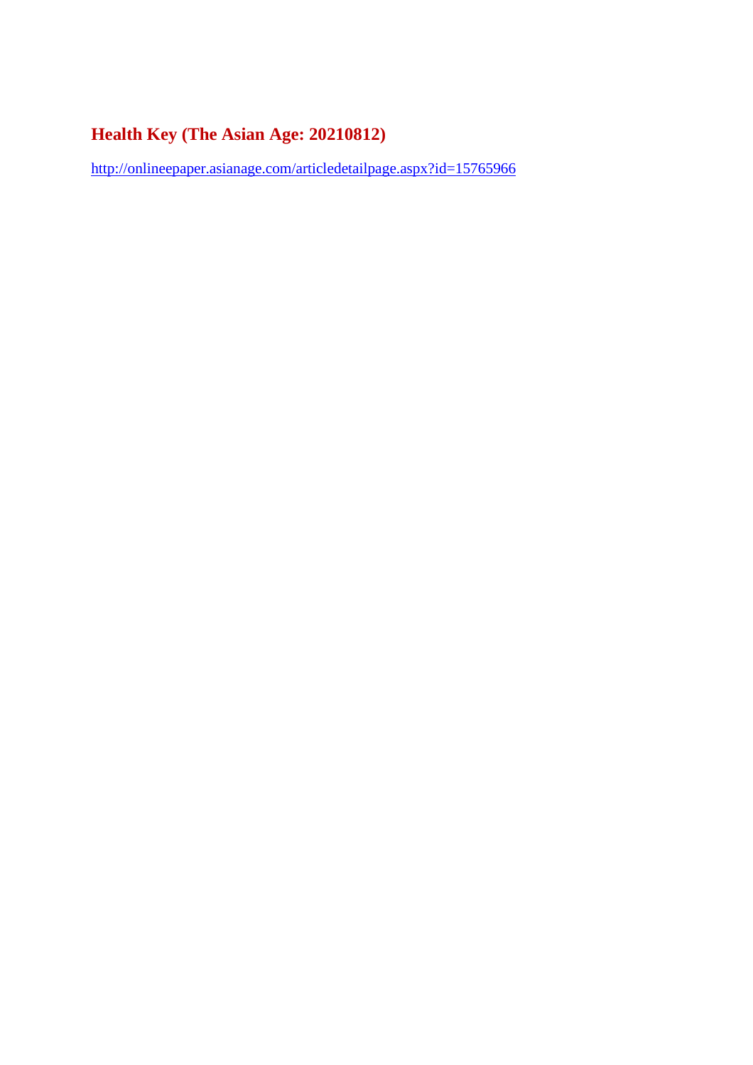## Health Key (The Asian Age: 20210812)

http://onlineepaper.asianage.com/articledetailpage.aspx?id=15765966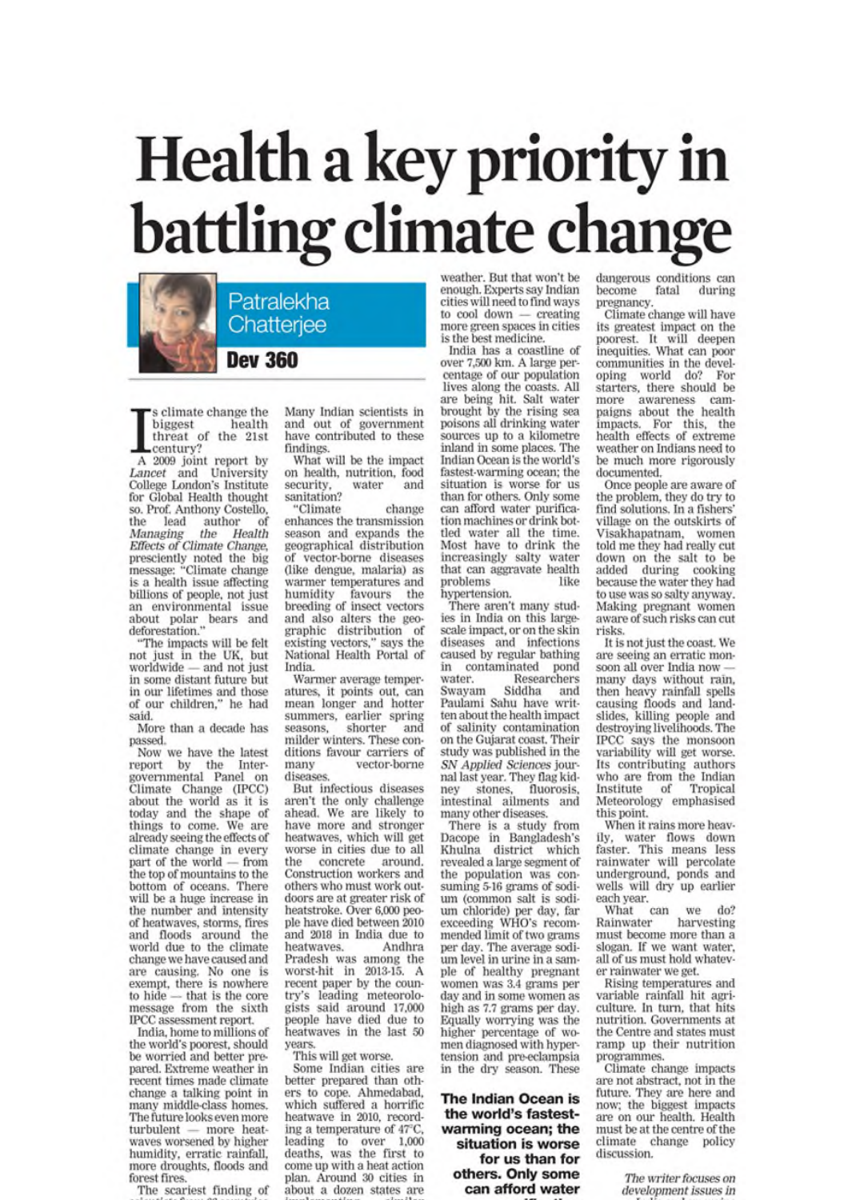# Health a key priority in battling climate change

Patralekha Chatterjee

**Dev 360**

Is climate change the biggest health threat of the 21st century?

A 2009 joint report by *Lancet* and University College London's Institute for Global Health thought so. Prof. Anthony Costello, the lead author of *Managing the Health Effects of Climate Change*, presciently noted the big message: "Climate change is a health issue affecting billions of people, not just an environmental issue about polar bears and deforestation."

"The impacts will be felt not just in the UK, but worldwide — and not just in some distant future but in our lifetimes and those of our children," he had said.

More than a decade has passed.

Now we have the latest report by the Intergovernmental Panel on Climate Change (IPCC) about the world as it is today and the shape of things to come. We are already seeing the effects of climate change in every part of the world — from the top of mountains to the bottom of oceans. There will be a huge increase in the number and intensity of heatwaves, storms, fires and floods around the world due to the climate change we have caused and are causing. No one is exempt, there is nowhere to hide — that is the core message from the sixth IPCC assessment report.

India, home to millions of the world's poorest, should be worried and better prepared. Extreme weather in recent times made climate change a talking point in many middle-class homes. The future looks even more turbulent — more heatwaves worsened by higher humidity, erratic rainfall, more droughts, floods and forest fires.

The scariest finding of scientists from 66 countries ... Many Indian scientists in and out of government have contributed to these findings.

What will be the impact on health, nutrition, food security, water and sanitation?

"Climate change enhances the transmission season and expands the geographical distribution of vector-borne diseases (like dengue, malaria) as warmer temperatures and humidity favours the breeding of insect vectors and also alters the geographic distribution of existing vectors," says the National Health Portal of India.

Warmer average temperatures, it points out, can mean longer and hotter summers, earlier spring seasons, shorter and milder winters. These conditions favour carriers of many vector-borne diseases.

But infectious diseases aren't the only challenge ahead. We are likely to have more and stronger heatwaves, which will get worse in cities due to all the concrete around. Construction workers and others who must work outdoors are at greater risk of heatstroke. Over 6,000 people have died between 2010 and 2018 in India due to heatwaves. Andhra Pradesh was among the worst-hit in 2013-15. A recent paper by the country's leading meteorologists said around 17,000 people have died due to heatwaves in the last 50 years.

This will get worse.

Some Indian cities are better prepared than others to cope. Ahmedabad, which suffered a horrific heatwave in 2010, recording a temperature of 47°C, leading to over 1,000 deaths, was the first to come up with a heat action plan. Around 30 cities in about a dozen states are implementing similar ... weather. But that won't be enough. Experts say Indian cities will need to find ways to cool down — creating more green spaces in cities is the best medicine.

India has a coastline of over 7,500 km. A large percentage of our population lives along the coasts. All are being hit. Salt water brought by the rising sea poisons all drinking water sources up to a kilometre inland in some places. The Indian Ocean is the world's fastest-warming ocean; the situation is worse for us than for others. Only some can afford water purification machines or drink bottled water all the time. Most have to drink the increasingly salty water that can aggravate health problems like hypertension.

There aren't many studies in India on this large-scale impact, or on the skin diseases and infections caused by regular bathing in contaminated pond water. Researchers Swayam Siddha and Paulami Sahu have written about the health impact of salinity contamination on the Gujarat coast. Their study was published in the *SN Applied Sciences* journal last year. They flag kidney stones, fluorosis, intestinal ailments and many other diseases.

There is a study from Dacope in Bangladesh's Khulna district which revealed a large segment of the population was consuming 5-16 grams of sodium (common salt is sodium chloride) per day, far exceeding WHO's recommended limit of two grams per day. The average sodium level in urine in a sample of healthy pregnant women was 3.4 grams per day and in some women as high as 7.7 grams per day. Equally worrying was the higher percentage of women diagnosed with hypertension and pre-eclampsia in the dry season. These dangerous conditions can become fatal during pregnancy.

**The Indian Ocean is the world's fastest-warming ocean; the situation is worse for us than for others. Only some can afford water ...**

Climate change will have its greatest impact on the poorest. It will deepen inequities. What can poor communities in the developing world do? For starters, there should be more awareness campaigns about the health impacts. For this, the health effects of extreme weather on Indians need to be much more rigorously documented.

Once people are aware of the problem, they do try to find solutions. In a fishers' village on the outskirts of Visakhapatnam, women told me they had really cut down on the salt to be added during cooking because the water they had to use was so salty anyway. Making pregnant women aware of such risks can cut risks.

It is not just the coast. We are seeing an erratic monsoon all over India now — many days without rain, then heavy rainfall spells causing floods and landslides, killing people and destroying livelihoods. The IPCC says the monsoon variability will get worse. Its contributing authors who are from the Indian Institute of Tropical Meteorology emphasised this point.

When it rains more heavily, water flows down faster. This means less rainwater will percolate underground, ponds and wells will dry up earlier each year.

What can we do? Rainwater harvesting must become more than a slogan. If we want water, all of us must hold whatever rainwater we get.

Rising temperatures and variable rainfall hit agriculture. In turn, that hits nutrition. Governments at the Centre and states must ramp up their nutrition programmes.

Climate change impacts are not abstract, not in the future. They are here and now; the biggest impacts are on our health. Health must be at the centre of the climate change policy discussion.

*The writer focuses on development issues in ...*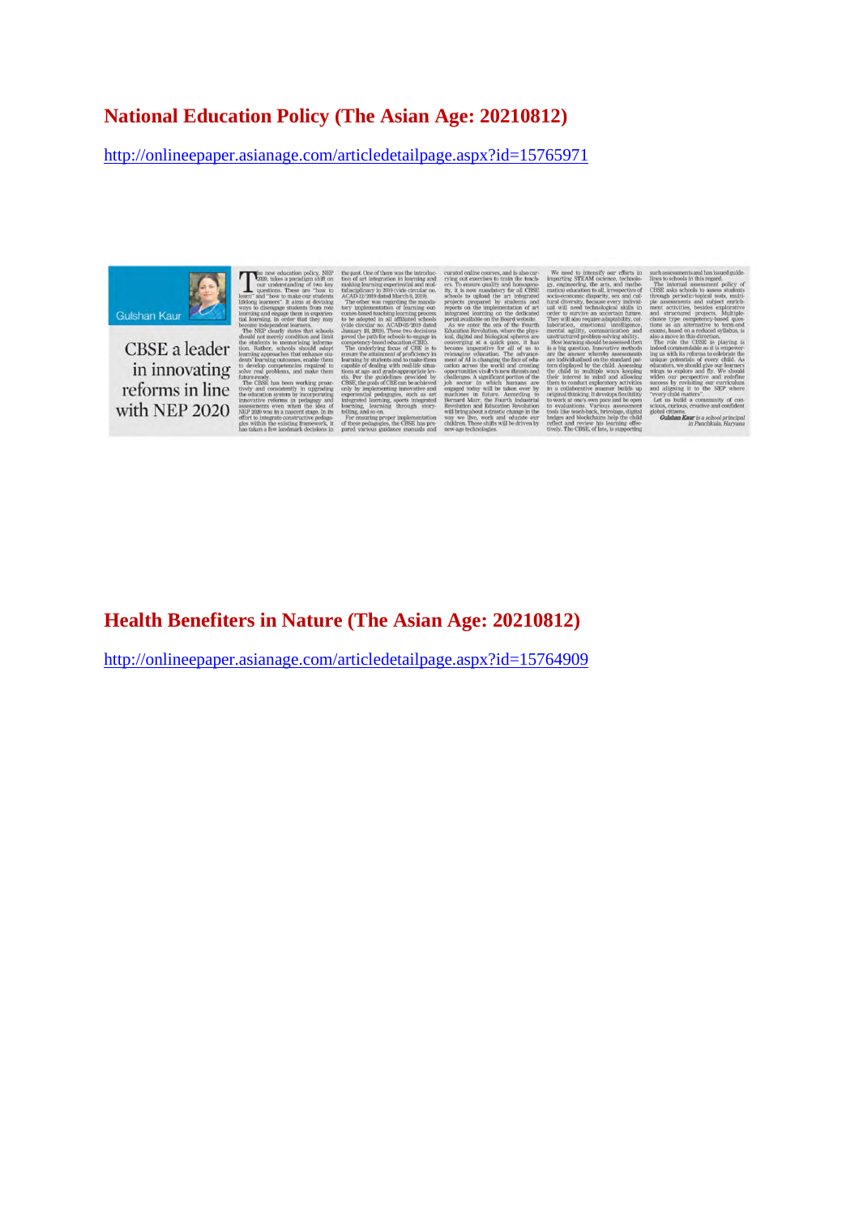## National Education Policy (The Asian Age: 20210812)

http://onlineepaper.asianage.com/articledetailpage.aspx?id=15765971

Gulshan Kaur

### CBSE a leader in innovating reforms in line with NEP 2020

## Health Benefiters in Nature (The Asian Age: 20210812)

http://onlineepaper.asianage.com/articledetailpage.aspx?id=15764909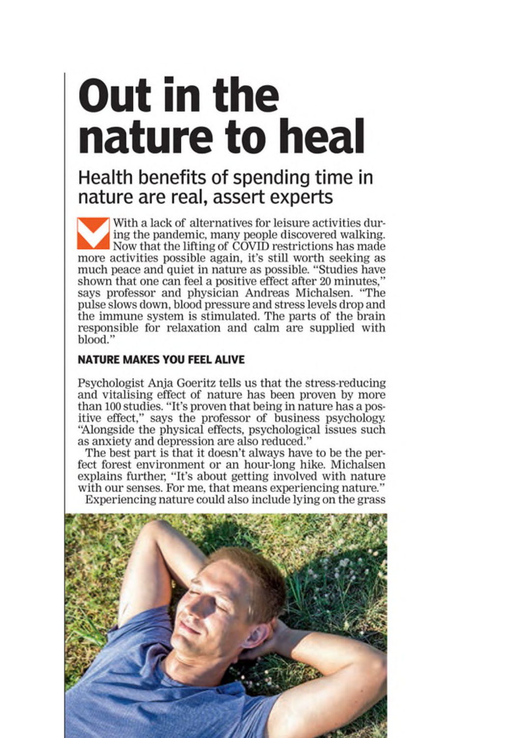# Out in the nature to heal

## Health benefits of spending time in nature are real, assert experts

With a lack of alternatives for leisure activities during the pandemic, many people discovered walking. Now that the lifting of COVID restrictions has made more activities possible again, it's still worth seeking as much peace and quiet in nature as possible. "Studies have shown that one can feel a positive effect after 20 minutes," says professor and physician Andreas Michalsen. "The pulse slows down, blood pressure and stress levels drop and the immune system is stimulated. The parts of the brain responsible for relaxation and calm are supplied with blood."

### NATURE MAKES YOU FEEL ALIVE

Psychologist Anja Goeritz tells us that the stress-reducing and vitalising effect of nature has been proven by more than 100 studies. "It's proven that being in nature has a positive effect," says the professor of business psychology. "Alongside the physical effects, psychological issues such as anxiety and depression are also reduced."

The best part is that it doesn't always have to be the perfect forest environment or an hour-long hike. Michalsen explains further, "It's about getting involved with nature with our senses. For me, that means experiencing nature."

Experiencing nature could also include lying on the grass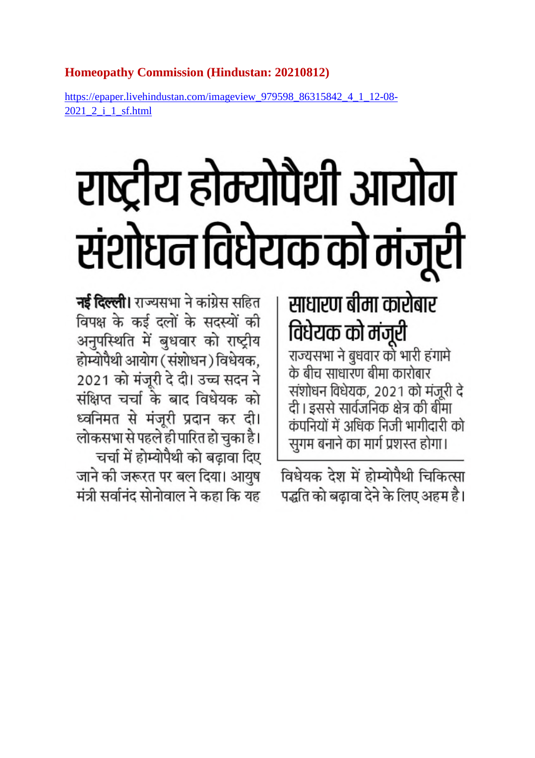**Homeopathy Commission (Hindustan: 20210812)**

https://epaper.livehindustan.com/imageview_979598_86315842_4_1_12-08-2021_2_i_1_sf.html

# राष्ट्रीय होम्योपैथी आयोग संशोधन विधेयक को मंजूरी

**नई दिल्ली।** राज्यसभा ने कांग्रेस सहित विपक्ष के कई दलों के सदस्यों की अनुपस्थिति में बुधवार को राष्ट्रीय होम्योपैथी आयोग (संशोधन) विधेयक, 2021 को मंजूरी दे दी। उच्च सदन ने संक्षिप्त चर्चा के बाद विधेयक को ध्वनिमत से मंजूरी प्रदान कर दी। लोकसभा से पहले ही पारित हो चुका है।

चर्चा में होम्योपैथी को बढ़ावा दिए जाने की जरूरत पर बल दिया। आयुष मंत्री सर्वानंद सोनोवाल ने कहा कि यह विधेयक देश में होम्योपैथी चिकित्सा पद्धति को बढ़ावा देने के लिए अहम है।

## साधारण बीमा कारोबार विधेयक को मंजूरी

राज्यसभा ने बुधवार को भारी हंगामे के बीच साधारण बीमा कारोबार संशोधन विधेयक, 2021 को मंजूरी दे दी। इससे सार्वजनिक क्षेत्र की बीमा कंपनियों में अधिक निजी भागीदारी को सुगम बनाने का मार्ग प्रशस्त होगा।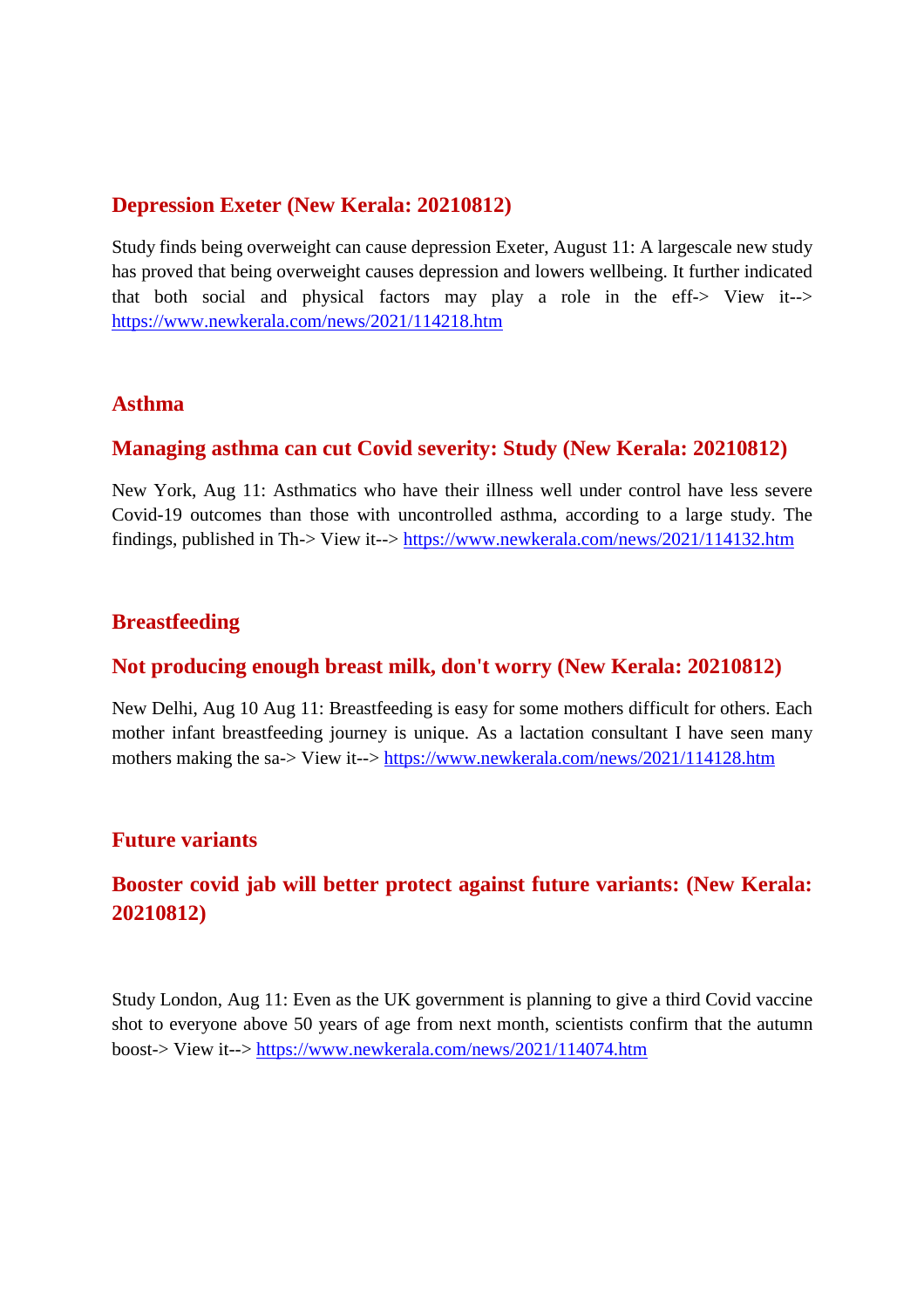## Depression Exeter (New Kerala: 20210812)

Study finds being overweight can cause depression Exeter, August 11: A largescale new study has proved that being overweight causes depression and lowers wellbeing. It further indicated that both social and physical factors may play a role in the eff-> View it--> https://www.newkerala.com/news/2021/114218.htm

## Asthma

## Managing asthma can cut Covid severity: Study (New Kerala: 20210812)

New York, Aug 11: Asthmatics who have their illness well under control have less severe Covid-19 outcomes than those with uncontrolled asthma, according to a large study. The findings, published in Th-> View it--> https://www.newkerala.com/news/2021/114132.htm

## Breastfeeding

## Not producing enough breast milk, don't worry (New Kerala: 20210812)

New Delhi, Aug 10 Aug 11: Breastfeeding is easy for some mothers difficult for others. Each mother infant breastfeeding journey is unique. As a lactation consultant I have seen many mothers making the sa-> View it--> https://www.newkerala.com/news/2021/114128.htm

## Future variants

## Booster covid jab will better protect against future variants: (New Kerala: 20210812)

Study London, Aug 11: Even as the UK government is planning to give a third Covid vaccine shot to everyone above 50 years of age from next month, scientists confirm that the autumn boost-> View it--> https://www.newkerala.com/news/2021/114074.htm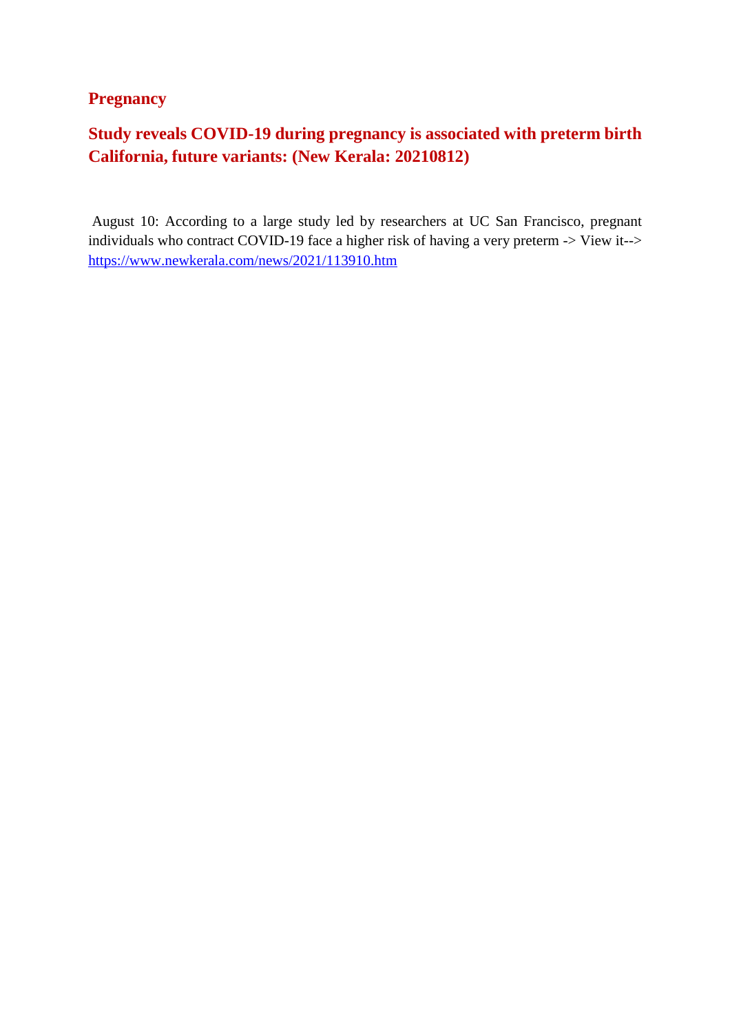## Pregnancy

### Study reveals COVID-19 during pregnancy is associated with preterm birth California, future variants: (New Kerala: 20210812)

August 10: According to a large study led by researchers at UC San Francisco, pregnant individuals who contract COVID-19 face a higher risk of having a very preterm -> View it--> https://www.newkerala.com/news/2021/113910.htm